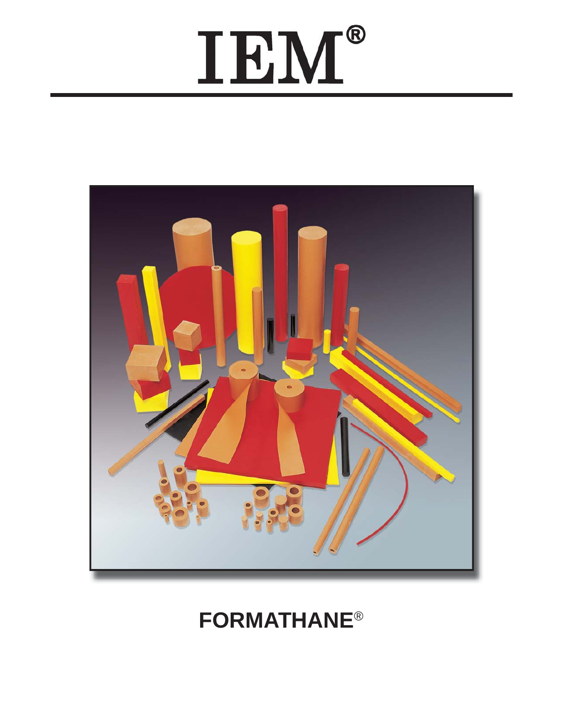# IEM®

# FORMATHANE®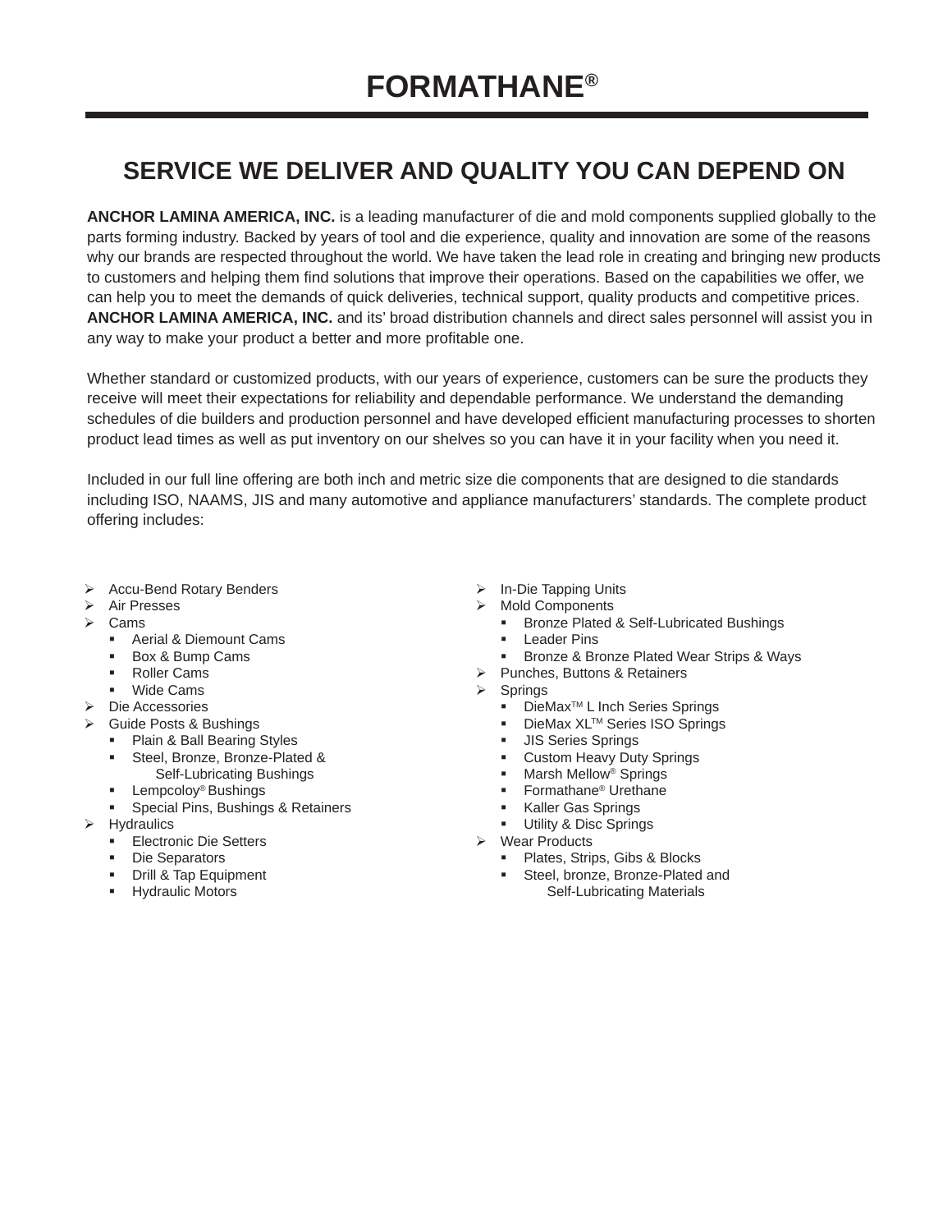# FORMATHANE®

## SERVICE WE DELIVER AND QUALITY YOU CAN DEPEND ON

**ANCHOR LAMINA AMERICA, INC.** is a leading manufacturer of die and mold components supplied globally to the parts forming industry. Backed by years of tool and die experience, quality and innovation are some of the reasons why our brands are respected throughout the world. We have taken the lead role in creating and bringing new products to customers and helping them find solutions that improve their operations. Based on the capabilities we offer, we can help you to meet the demands of quick deliveries, technical support, quality products and competitive prices. **ANCHOR LAMINA AMERICA, INC.** and its' broad distribution channels and direct sales personnel will assist you in any way to make your product a better and more profitable one.

Whether standard or customized products, with our years of experience, customers can be sure the products they receive will meet their expectations for reliability and dependable performance. We understand the demanding schedules of die builders and production personnel and have developed efficient manufacturing processes to shorten product lead times as well as put inventory on our shelves so you can have it in your facility when you need it.

Included in our full line offering are both inch and metric size die components that are designed to die standards including ISO, NAAMS, JIS and many automotive and appliance manufacturers' standards. The complete product offering includes:

- Accu-Bend Rotary Benders
- Air Presses
- Cams
  - Aerial & Diemount Cams
  - Box & Bump Cams
  - Roller Cams
  - Wide Cams
- Die Accessories
- Guide Posts & Bushings
  - Plain & Ball Bearing Styles
  - Steel, Bronze, Bronze-Plated & Self-Lubricating Bushings
  - Lempcoloy® Bushings
  - Special Pins, Bushings & Retainers
- Hydraulics
  - Electronic Die Setters
  - Die Separators
  - Drill & Tap Equipment
  - Hydraulic Motors
- In-Die Tapping Units
- Mold Components
  - Bronze Plated & Self-Lubricated Bushings
  - Leader Pins
  - Bronze & Bronze Plated Wear Strips & Ways
- Punches, Buttons & Retainers
- Springs
  - DieMax™ L Inch Series Springs
  - DieMax XL™ Series ISO Springs
  - JIS Series Springs
  - Custom Heavy Duty Springs
  - Marsh Mellow® Springs
  - Formathane® Urethane
  - Kaller Gas Springs
  - Utility & Disc Springs
- Wear Products
  - Plates, Strips, Gibs & Blocks
  - Steel, bronze, Bronze-Plated and Self-Lubricating Materials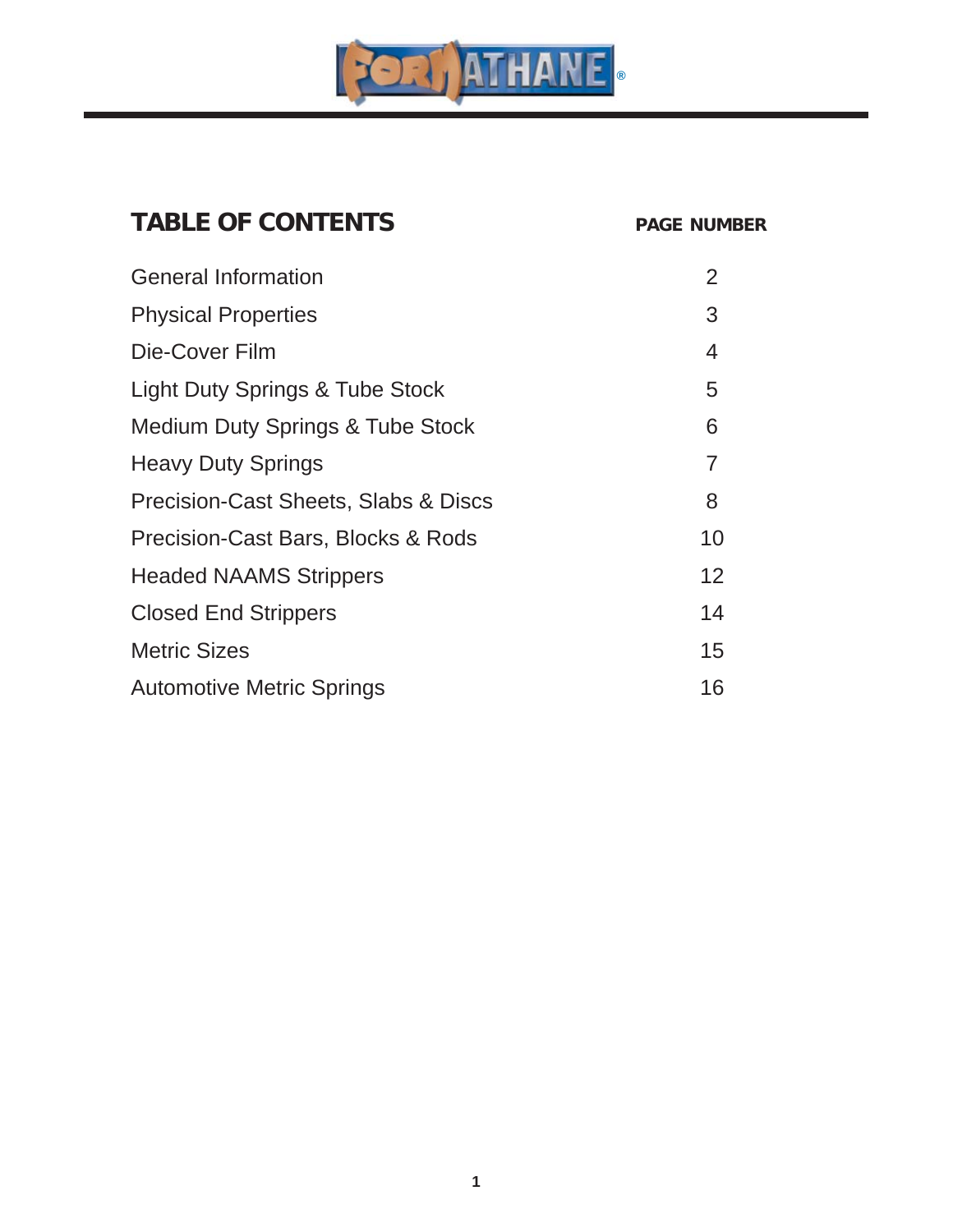# FORMATHANE®

## TABLE OF CONTENTS

| | PAGE NUMBER |
|---|---|
| General Information | 2 |
| Physical Properties | 3 |
| Die-Cover Film | 4 |
| Light Duty Springs & Tube Stock | 5 |
| Medium Duty Springs & Tube Stock | 6 |
| Heavy Duty Springs | 7 |
| Precision-Cast Sheets, Slabs & Discs | 8 |
| Precision-Cast Bars, Blocks & Rods | 10 |
| Headed NAAMS Strippers | 12 |
| Closed End Strippers | 14 |
| Metric Sizes | 15 |
| Automotive Metric Springs | 16 |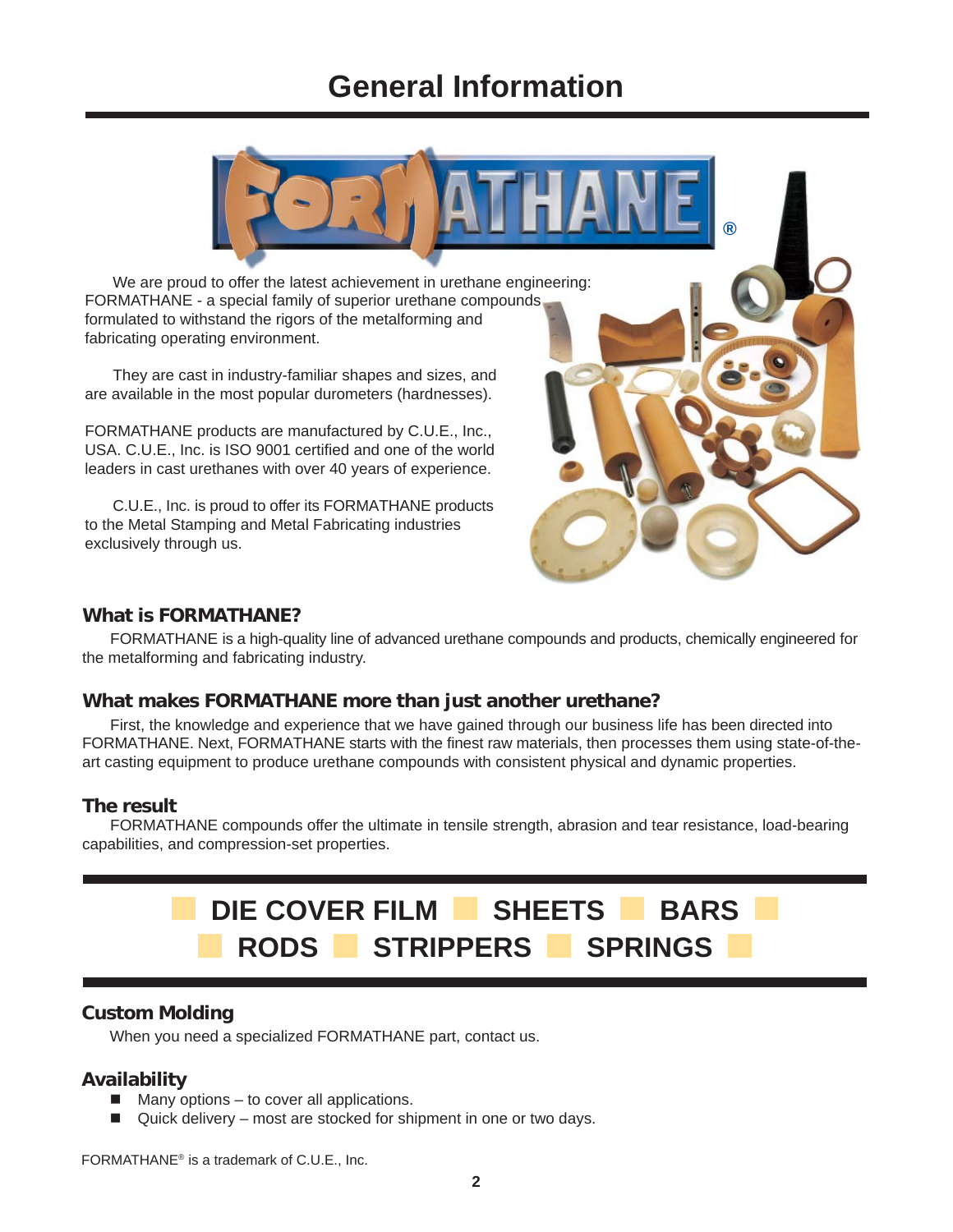# General Information

We are proud to offer the latest achievement in urethane engineering: FORMATHANE - a special family of superior urethane compounds formulated to withstand the rigors of the metalforming and fabricating operating environment.

They are cast in industry-familiar shapes and sizes, and are available in the most popular durometers (hardnesses).

FORMATHANE products are manufactured by C.U.E., Inc., USA. C.U.E., Inc. is ISO 9001 certified and one of the world leaders in cast urethanes with over 40 years of experience.

C.U.E., Inc. is proud to offer its FORMATHANE products to the Metal Stamping and Metal Fabricating industries exclusively through us.

## What is FORMATHANE?

FORMATHANE is a high-quality line of advanced urethane compounds and products, chemically engineered for the metalforming and fabricating industry.

## What makes FORMATHANE more than just another urethane?

First, the knowledge and experience that we have gained through our business life has been directed into FORMATHANE. Next, FORMATHANE starts with the finest raw materials, then processes them using state-of-the-art casting equipment to produce urethane compounds with consistent physical and dynamic properties.

## The result

FORMATHANE compounds offer the ultimate in tensile strength, abrasion and tear resistance, load-bearing capabilities, and compression-set properties.

**DIE COVER FILM ■ SHEETS ■ BARS ■ RODS ■ STRIPPERS ■ SPRINGS**

## Custom Molding

When you need a specialized FORMATHANE part, contact us.

## Availability

- Many options – to cover all applications.
- Quick delivery – most are stocked for shipment in one or two days.

FORMATHANE® is a trademark of C.U.E., Inc.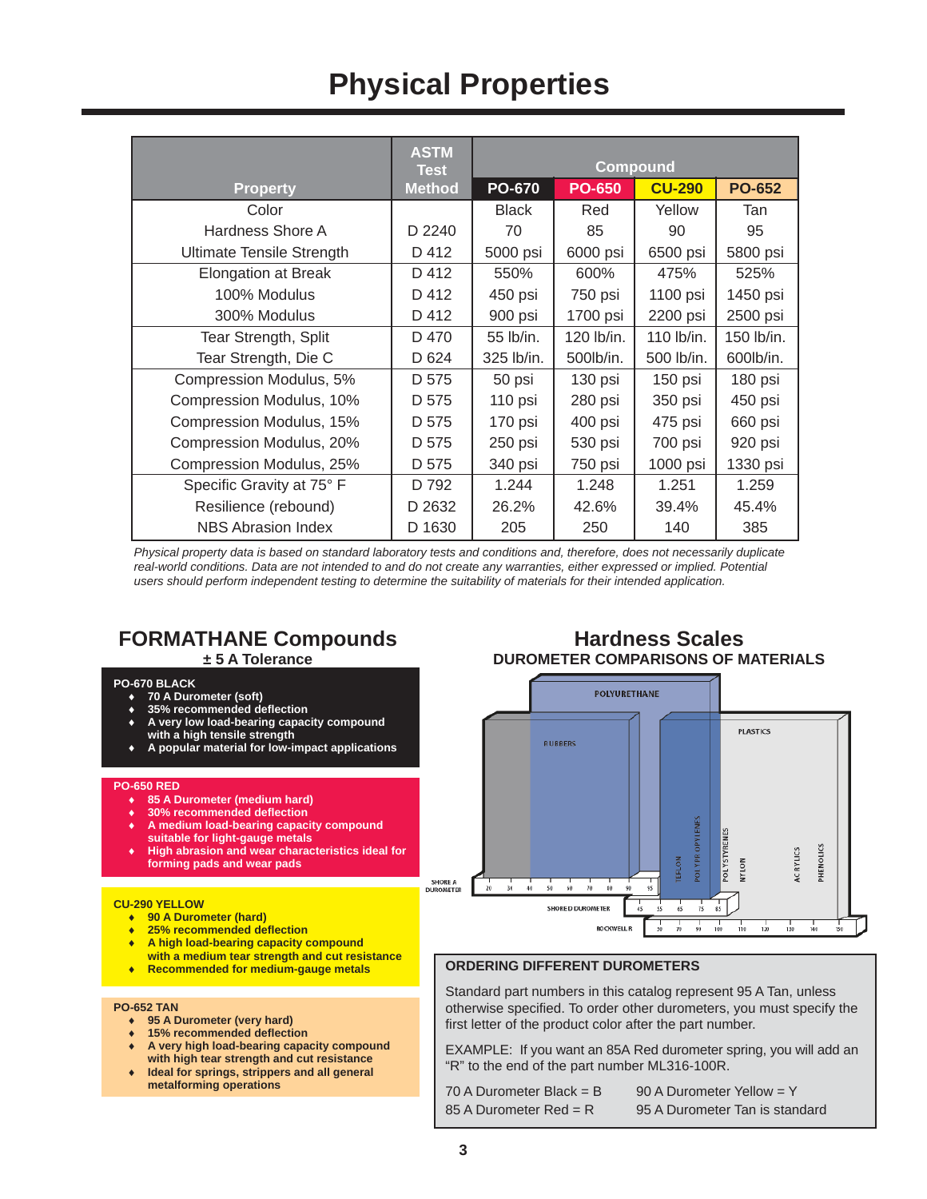# Physical Properties

| Property | ASTM Test Method | Compound | | | |
|---|---|---|---|---|---|
| | | PO-670 | PO-650 | CU-290 | PO-652 |
| Color | | Black | Red | Yellow | Tan |
| Hardness Shore A | D 2240 | 70 | 85 | 90 | 95 |
| Ultimate Tensile Strength | D 412 | 5000 psi | 6000 psi | 6500 psi | 5800 psi |
| Elongation at Break | D 412 | 550% | 600% | 475% | 525% |
| 100% Modulus | D 412 | 450 psi | 750 psi | 1100 psi | 1450 psi |
| 300% Modulus | D 412 | 900 psi | 1700 psi | 2200 psi | 2500 psi |
| Tear Strength, Split | D 470 | 55 lb/in. | 120 lb/in. | 110 lb/in. | 150 lb/in. |
| Tear Strength, Die C | D 624 | 325 lb/in. | 500lb/in. | 500 lb/in. | 600lb/in. |
| Compression Modulus, 5% | D 575 | 50 psi | 130 psi | 150 psi | 180 psi |
| Compression Modulus, 10% | D 575 | 110 psi | 280 psi | 350 psi | 450 psi |
| Compression Modulus, 15% | D 575 | 170 psi | 400 psi | 475 psi | 660 psi |
| Compression Modulus, 20% | D 575 | 250 psi | 530 psi | 700 psi | 920 psi |
| Compression Modulus, 25% | D 575 | 340 psi | 750 psi | 1000 psi | 1330 psi |
| Specific Gravity at 75° F | D 792 | 1.244 | 1.248 | 1.251 | 1.259 |
| Resilience (rebound) | D 2632 | 26.2% | 42.6% | 39.4% | 45.4% |
| NBS Abrasion Index | D 1630 | 205 | 250 | 140 | 385 |

*Physical property data is based on standard laboratory tests and conditions and, therefore, does not necessarily duplicate real-world conditions. Data are not intended to and do not create any warranties, either expressed or implied. Potential users should perform independent testing to determine the suitability of materials for their intended application.*

## FORMATHANE Compounds

**± 5 A Tolerance**

**PO-670 BLACK**
- 70 A Durometer (soft)
- 35% recommended deflection
- A very low load-bearing capacity compound with a high tensile strength
- A popular material for low-impact applications

**PO-650 RED**
- 85 A Durometer (medium hard)
- 30% recommended deflection
- A medium load-bearing capacity compound suitable for light-gauge metals
- High abrasion and wear characteristics ideal for forming pads and wear pads

**CU-290 YELLOW**
- 90 A Durometer (hard)
- 25% recommended deflection
- A high load-bearing capacity compound with a medium tear strength and cut resistance
- Recommended for medium-gauge metals

**PO-652 TAN**
- 95 A Durometer (very hard)
- 15% recommended deflection
- A very high load-bearing capacity compound with high tear strength and cut resistance
- Ideal for springs, strippers and all general metalforming operations

## Hardness Scales

**DUROMETER COMPARISONS OF MATERIALS**

POLYURETHANE, RUBBERS, PLASTICS, TEFLON, POLYPROPYLENES, POLYSTYRENES, NYLON, ACRYLICS, PHENOLICS

SHORE A DUROMETER: 20, 30, 40, 50, 60, 70, 80, 90, 95

SHORE D DUROMETER: 45, 55, 65, 75, 85

ROCKWELL R: 50, 70, 90, 100, 110, 120, 130, 140, 150

### ORDERING DIFFERENT DUROMETERS

Standard part numbers in this catalog represent 95 A Tan, unless otherwise specified. To order other durometers, you must specify the first letter of the product color after the part number.

EXAMPLE: If you want an 85A Red durometer spring, you will add an "R" to the end of the part number ML316-100R.

70 A Durometer Black = B
85 A Durometer Red = R
90 A Durometer Yellow = Y
95 A Durometer Tan is standard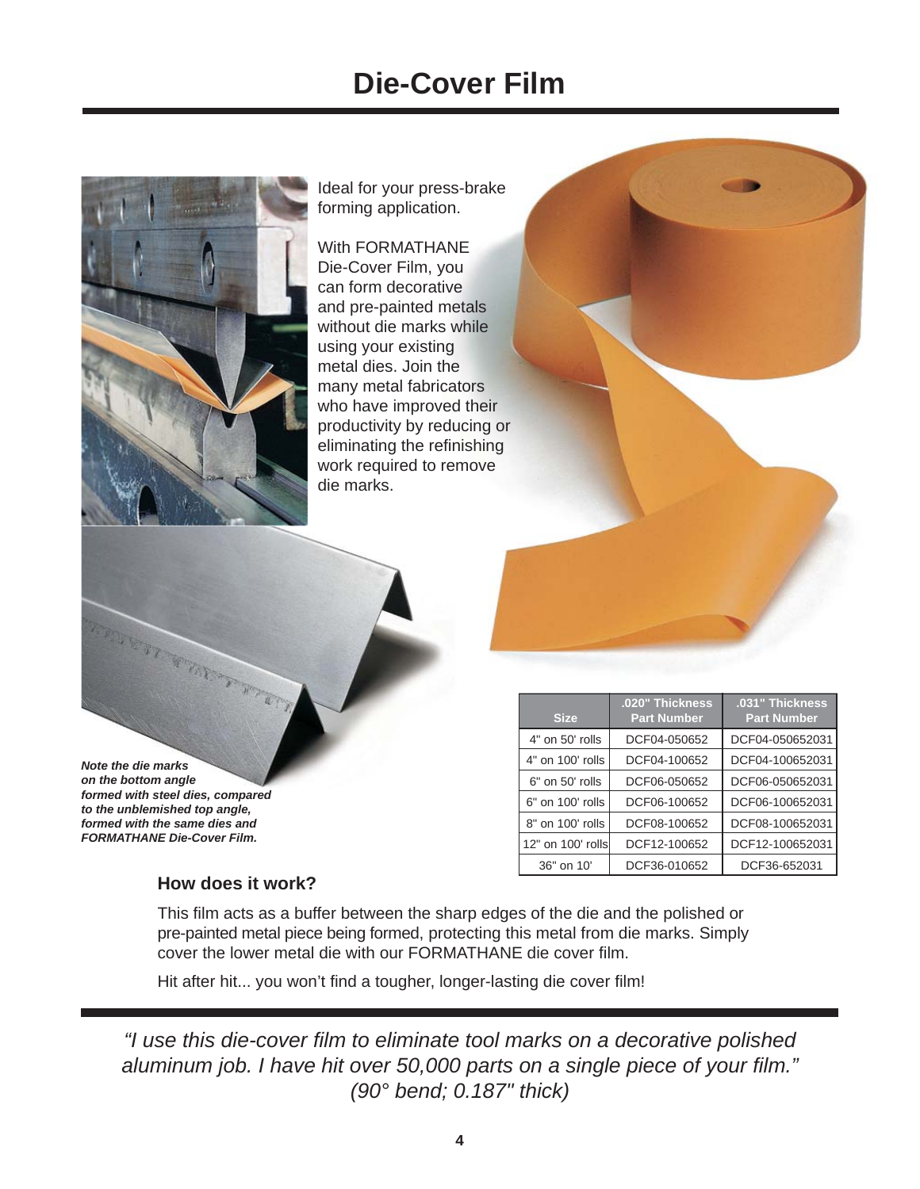# Die-Cover Film

Ideal for your press-brake forming application.

With FORMATHANE Die-Cover Film, you can form decorative and pre-painted metals without die marks while using your existing metal dies. Join the many metal fabricators who have improved their productivity by reducing or eliminating the refinishing work required to remove die marks.

***Note the die marks on the bottom angle formed with steel dies, compared to the unblemished top angle, formed with the same dies and FORMATHANE Die-Cover Film.***

| Size | .020" Thickness Part Number | .031" Thickness Part Number |
|---|---|---|
| 4" on 50' rolls | DCF04-050652 | DCF04-050652031 |
| 4" on 100' rolls | DCF04-100652 | DCF04-100652031 |
| 6" on 50' rolls | DCF06-050652 | DCF06-050652031 |
| 6" on 100' rolls | DCF06-100652 | DCF06-100652031 |
| 8" on 100' rolls | DCF08-100652 | DCF08-100652031 |
| 12" on 100' rolls | DCF12-100652 | DCF12-100652031 |
| 36" on 10' | DCF36-010652 | DCF36-652031 |

### How does it work?

This film acts as a buffer between the sharp edges of the die and the polished or pre-painted metal piece being formed, protecting this metal from die marks. Simply cover the lower metal die with our FORMATHANE die cover film.

Hit after hit... you won't find a tougher, longer-lasting die cover film!

*"I use this die-cover film to eliminate tool marks on a decorative polished aluminum job. I have hit over 50,000 parts on a single piece of your film." (90° bend; 0.187" thick)*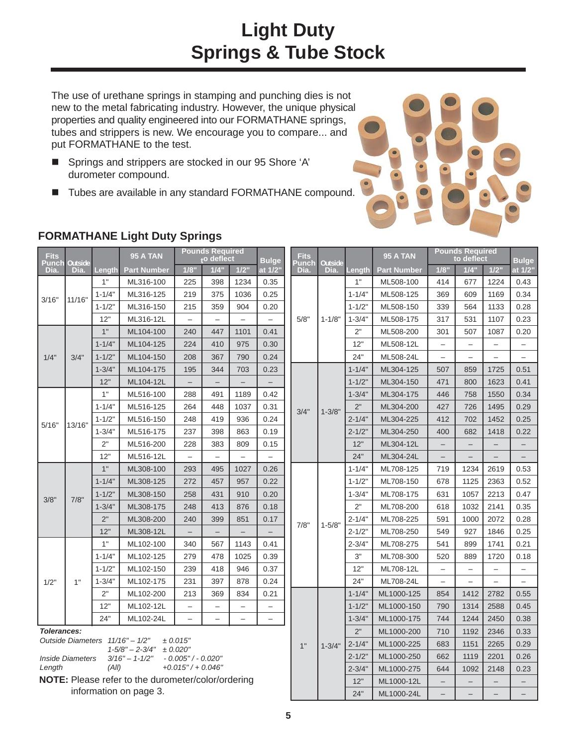# Light Duty Springs & Tube Stock

The use of urethane springs in stamping and punching dies is not new to the metal fabricating industry. However, the unique physical properties and quality engineered into our FORMATHANE springs, tubes and strippers is new. We encourage you to compare... and put FORMATHANE to the test.

- Springs and strippers are stocked in our 95 Shore 'A' durometer compound.
- Tubes are available in any standard FORMATHANE compound.

## FORMATHANE Light Duty Springs

| Fits Punch Dia. | Outside Dia. | Length | 95 A TAN Part Number | Pounds Required to deflect 1/8" | 1/4" | 1/2" | Bulge at 1/2" |
|---|---|---|---|---|---|---|---|
| 3/16" | 11/16" | 1" | ML316-100 | 225 | 398 | 1234 | 0.35 |
| | | 1-1/4" | ML316-125 | 219 | 375 | 1036 | 0.25 |
| | | 1-1/2" | ML316-150 | 215 | 359 | 904 | 0.20 |
| | | 12" | ML316-12L | – | – | – | – |
| 1/4" | 3/4" | 1" | ML104-100 | 240 | 447 | 1101 | 0.41 |
| | | 1-1/4" | ML104-125 | 224 | 410 | 975 | 0.30 |
| | | 1-1/2" | ML104-150 | 208 | 367 | 790 | 0.24 |
| | | 1-3/4" | ML104-175 | 195 | 344 | 703 | 0.23 |
| | | 12" | ML104-12L | – | – | – | – |
| 5/16" | 13/16" | 1" | ML516-100 | 288 | 491 | 1189 | 0.42 |
| | | 1-1/4" | ML516-125 | 264 | 448 | 1037 | 0.31 |
| | | 1-1/2" | ML516-150 | 248 | 419 | 936 | 0.24 |
| | | 1-3/4" | ML516-175 | 237 | 398 | 863 | 0.19 |
| | | 2" | ML516-200 | 228 | 383 | 809 | 0.15 |
| | | 12" | ML516-12L | – | – | – | – |
| 3/8" | 7/8" | 1" | ML308-100 | 293 | 495 | 1027 | 0.26 |
| | | 1-1/4" | ML308-125 | 272 | 457 | 957 | 0.22 |
| | | 1-1/2" | ML308-150 | 258 | 431 | 910 | 0.20 |
| | | 1-3/4" | ML308-175 | 248 | 413 | 876 | 0.18 |
| | | 2" | ML308-200 | 240 | 399 | 851 | 0.17 |
| | | 12" | ML308-12L | – | – | – | – |
| 1/2" | 1" | 1" | ML102-100 | 340 | 567 | 1143 | 0.41 |
| | | 1-1/4" | ML102-125 | 279 | 478 | 1025 | 0.39 |
| | | 1-1/2" | ML102-150 | 239 | 418 | 946 | 0.37 |
| | | 1-3/4" | ML102-175 | 231 | 397 | 878 | 0.24 |
| | | 2" | ML102-200 | 213 | 369 | 834 | 0.21 |
| | | 12" | ML102-12L | – | – | – | – |
| | | 24" | ML102-24L | – | – | – | – |
| 5/8" | 1-1/8" | 1" | ML508-100 | 414 | 677 | 1224 | 0.43 |
| | | 1-1/4" | ML508-125 | 369 | 609 | 1169 | 0.34 |
| | | 1-1/2" | ML508-150 | 339 | 564 | 1133 | 0.28 |
| | | 1-3/4" | ML508-175 | 317 | 531 | 1107 | 0.23 |
| | | 2" | ML508-200 | 301 | 507 | 1087 | 0.20 |
| | | 12" | ML508-12L | – | – | – | – |
| | | 24" | ML508-24L | – | – | – | – |
| 3/4" | 1-3/8" | 1-1/4" | ML304-125 | 507 | 859 | 1725 | 0.51 |
| | | 1-1/2" | ML304-150 | 471 | 800 | 1623 | 0.41 |
| | | 1-3/4" | ML304-175 | 446 | 758 | 1550 | 0.34 |
| | | 2" | ML304-200 | 427 | 726 | 1495 | 0.29 |
| | | 2-1/4" | ML304-225 | 412 | 702 | 1452 | 0.25 |
| | | 2-1/2" | ML304-250 | 400 | 682 | 1418 | 0.22 |
| | | 12" | ML304-12L | – | – | – | – |
| | | 24" | ML304-24L | – | – | – | – |
| 7/8" | 1-5/8" | 1-1/4" | ML708-125 | 719 | 1234 | 2619 | 0.53 |
| | | 1-1/2" | ML708-150 | 678 | 1125 | 2363 | 0.52 |
| | | 1-3/4" | ML708-175 | 631 | 1057 | 2213 | 0.47 |
| | | 2" | ML708-200 | 618 | 1032 | 2141 | 0.35 |
| | | 2-1/4" | ML708-225 | 591 | 1000 | 2072 | 0.28 |
| | | 2-1/2" | ML708-250 | 549 | 927 | 1846 | 0.25 |
| | | 2-3/4" | ML708-275 | 541 | 899 | 1741 | 0.21 |
| | | 3" | ML708-300 | 520 | 889 | 1720 | 0.18 |
| | | 12" | ML708-12L | – | – | – | – |
| | | 24" | ML708-24L | – | – | – | – |
| 1" | 1-3/4" | 1-1/4" | ML1000-125 | 854 | 1412 | 2782 | 0.55 |
| | | 1-1/2" | ML1000-150 | 790 | 1314 | 2588 | 0.45 |
| | | 1-3/4" | ML1000-175 | 744 | 1244 | 2450 | 0.38 |
| | | 2" | ML1000-200 | 710 | 1192 | 2346 | 0.33 |
| | | 2-1/4" | ML1000-225 | 683 | 1151 | 2265 | 0.29 |
| | | 2-1/2" | ML1000-250 | 662 | 1119 | 2201 | 0.26 |
| | | 2-3/4" | ML1000-275 | 644 | 1092 | 2148 | 0.23 |
| | | 12" | ML1000-12L | – | – | – | – |
| | | 24" | ML1000-24L | – | – | – | – |

***Tolerances:***

| | | |
|---|---|---|
| *Outside Diameters* | *11/16" – 1/2"* | *± 0.015"* |
| | *1-5/8" – 2-3/4"* | *± 0.020"* |
| *Inside Diameters* | *3/16" – 1-1/2"* | *- 0.005" / - 0.020"* |
| *Length* | *(All)* | *+0.015" / + 0.046"* |

**NOTE:** Please refer to the durometer/color/ordering information on page 3.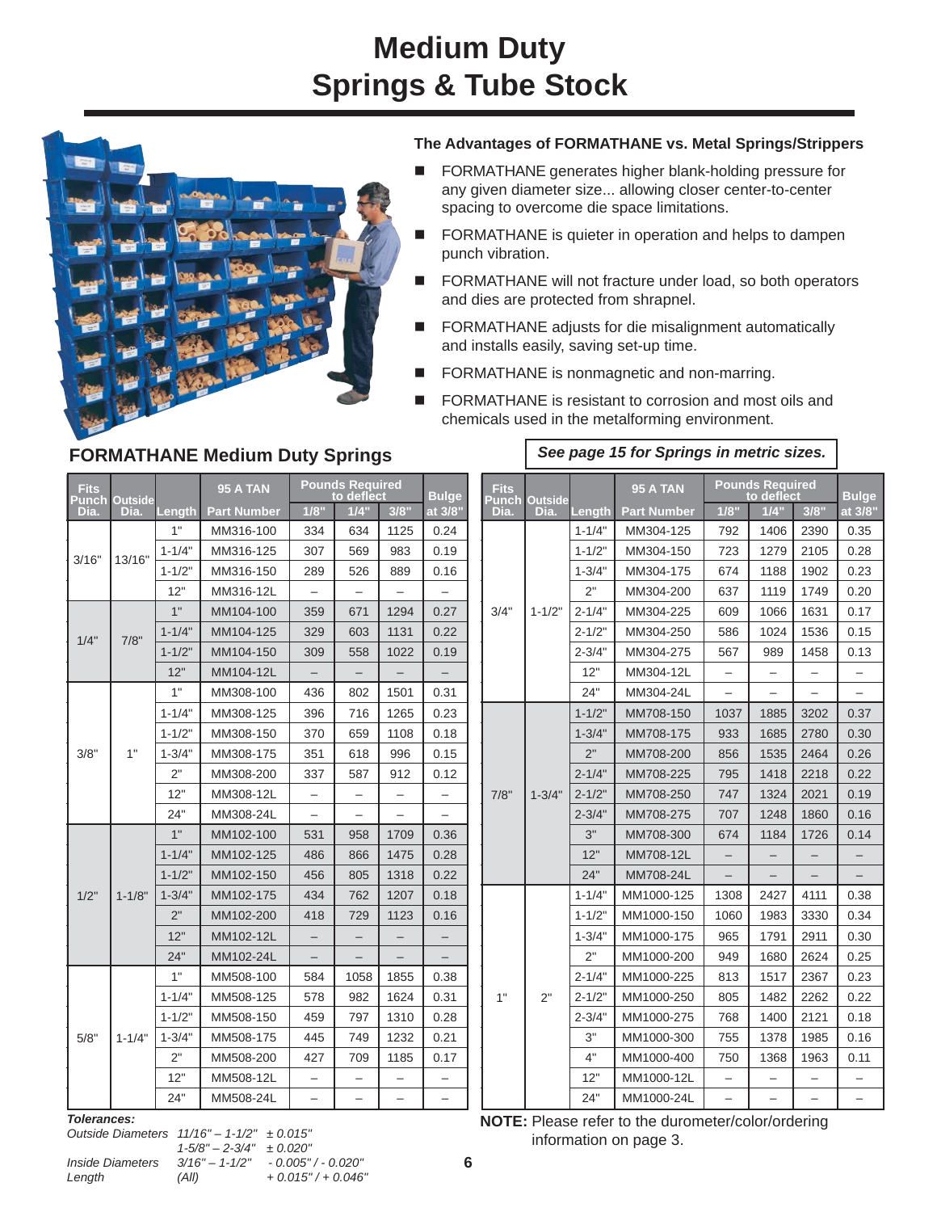# Medium Duty Springs & Tube Stock

### The Advantages of FORMATHANE vs. Metal Springs/Strippers

- FORMATHANE generates higher blank-holding pressure for any given diameter size... allowing closer center-to-center spacing to overcome die space limitations.
- FORMATHANE is quieter in operation and helps to dampen punch vibration.
- FORMATHANE will not fracture under load, so both operators and dies are protected from shrapnel.
- FORMATHANE adjusts for die misalignment automatically and installs easily, saving set-up time.
- FORMATHANE is nonmagnetic and non-marring.
- FORMATHANE is resistant to corrosion and most oils and chemicals used in the metalforming environment.

## FORMATHANE Medium Duty Springs

***See page 15 for Springs in metric sizes.***

| Fits Punch Dia. | Outside Dia. | Length | 95 A TAN Part Number | Pounds Required to deflect 1/8" | 1/4" | 3/8" | Bulge at 3/8" |
|---|---|---|---|---|---|---|---|
| 3/16" | 13/16" | 1" | MM316-100 | 334 | 634 | 1125 | 0.24 |
| | | 1-1/4" | MM316-125 | 307 | 569 | 983 | 0.19 |
| | | 1-1/2" | MM316-150 | 289 | 526 | 889 | 0.16 |
| | | 12" | MM316-12L | – | – | – | – |
| 1/4" | 7/8" | 1" | MM104-100 | 359 | 671 | 1294 | 0.27 |
| | | 1-1/4" | MM104-125 | 329 | 603 | 1131 | 0.22 |
| | | 1-1/2" | MM104-150 | 309 | 558 | 1022 | 0.19 |
| | | 12" | MM104-12L | – | – | – | – |
| 3/8" | 1" | 1" | MM308-100 | 436 | 802 | 1501 | 0.31 |
| | | 1-1/4" | MM308-125 | 396 | 716 | 1265 | 0.23 |
| | | 1-1/2" | MM308-150 | 370 | 659 | 1108 | 0.18 |
| | | 1-3/4" | MM308-175 | 351 | 618 | 996 | 0.15 |
| | | 2" | MM308-200 | 337 | 587 | 912 | 0.12 |
| | | 12" | MM308-12L | – | – | – | – |
| | | 24" | MM308-24L | – | – | – | – |
| 1/2" | 1-1/8" | 1" | MM102-100 | 531 | 958 | 1709 | 0.36 |
| | | 1-1/4" | MM102-125 | 486 | 866 | 1475 | 0.28 |
| | | 1-1/2" | MM102-150 | 456 | 805 | 1318 | 0.22 |
| | | 1-3/4" | MM102-175 | 434 | 762 | 1207 | 0.18 |
| | | 2" | MM102-200 | 418 | 729 | 1123 | 0.16 |
| | | 12" | MM102-12L | – | – | – | – |
| | | 24" | MM102-24L | – | – | – | – |
| 5/8" | 1-1/4" | 1" | MM508-100 | 584 | 1058 | 1855 | 0.38 |
| | | 1-1/4" | MM508-125 | 578 | 982 | 1624 | 0.31 |
| | | 1-1/2" | MM508-150 | 459 | 797 | 1310 | 0.28 |
| | | 1-3/4" | MM508-175 | 445 | 749 | 1232 | 0.21 |
| | | 2" | MM508-200 | 427 | 709 | 1185 | 0.17 |
| | | 12" | MM508-12L | – | – | – | – |
| | | 24" | MM508-24L | – | – | – | – |
| 3/4" | 1-1/2" | 1-1/4" | MM304-125 | 792 | 1406 | 2390 | 0.35 |
| | | 1-1/2" | MM304-150 | 723 | 1279 | 2105 | 0.28 |
| | | 1-3/4" | MM304-175 | 674 | 1188 | 1902 | 0.23 |
| | | 2" | MM304-200 | 637 | 1119 | 1749 | 0.20 |
| | | 2-1/4" | MM304-225 | 609 | 1066 | 1631 | 0.17 |
| | | 2-1/2" | MM304-250 | 586 | 1024 | 1536 | 0.15 |
| | | 2-3/4" | MM304-275 | 567 | 989 | 1458 | 0.13 |
| | | 12" | MM304-12L | – | – | – | – |
| | | 24" | MM304-24L | – | – | – | – |
| 7/8" | 1-3/4" | 1-1/2" | MM708-150 | 1037 | 1885 | 3202 | 0.37 |
| | | 1-3/4" | MM708-175 | 933 | 1685 | 2780 | 0.30 |
| | | 2" | MM708-200 | 856 | 1535 | 2464 | 0.26 |
| | | 2-1/4" | MM708-225 | 795 | 1418 | 2218 | 0.22 |
| | | 2-1/2" | MM708-250 | 747 | 1324 | 2021 | 0.19 |
| | | 2-3/4" | MM708-275 | 707 | 1248 | 1860 | 0.16 |
| | | 3" | MM708-300 | 674 | 1184 | 1726 | 0.14 |
| | | 12" | MM708-12L | – | – | – | – |
| | | 24" | MM708-24L | – | – | – | – |
| 1" | 2" | 1-1/4" | MM1000-125 | 1308 | 2427 | 4111 | 0.38 |
| | | 1-1/2" | MM1000-150 | 1060 | 1983 | 3330 | 0.34 |
| | | 1-3/4" | MM1000-175 | 965 | 1791 | 2911 | 0.30 |
| | | 2" | MM1000-200 | 949 | 1680 | 2624 | 0.25 |
| | | 2-1/4" | MM1000-225 | 813 | 1517 | 2367 | 0.23 |
| | | 2-1/2" | MM1000-250 | 805 | 1482 | 2262 | 0.22 |
| | | 2-3/4" | MM1000-275 | 768 | 1400 | 2121 | 0.18 |
| | | 3" | MM1000-300 | 755 | 1378 | 1985 | 0.16 |
| | | 4" | MM1000-400 | 750 | 1368 | 1963 | 0.11 |
| | | 12" | MM1000-12L | – | – | – | – |
| | | 24" | MM1000-24L | – | – | – | – |

***Tolerances:***

*Outside Diameters 11/16" – 1-1/2" ± 0.015"*
*1-5/8" – 2-3/4" ± 0.020"*
*Inside Diameters 3/16" – 1-1/2" - 0.005" / - 0.020"*
*Length (All) + 0.015" / + 0.046"*

**NOTE:** Please refer to the durometer/color/ordering information on page 3.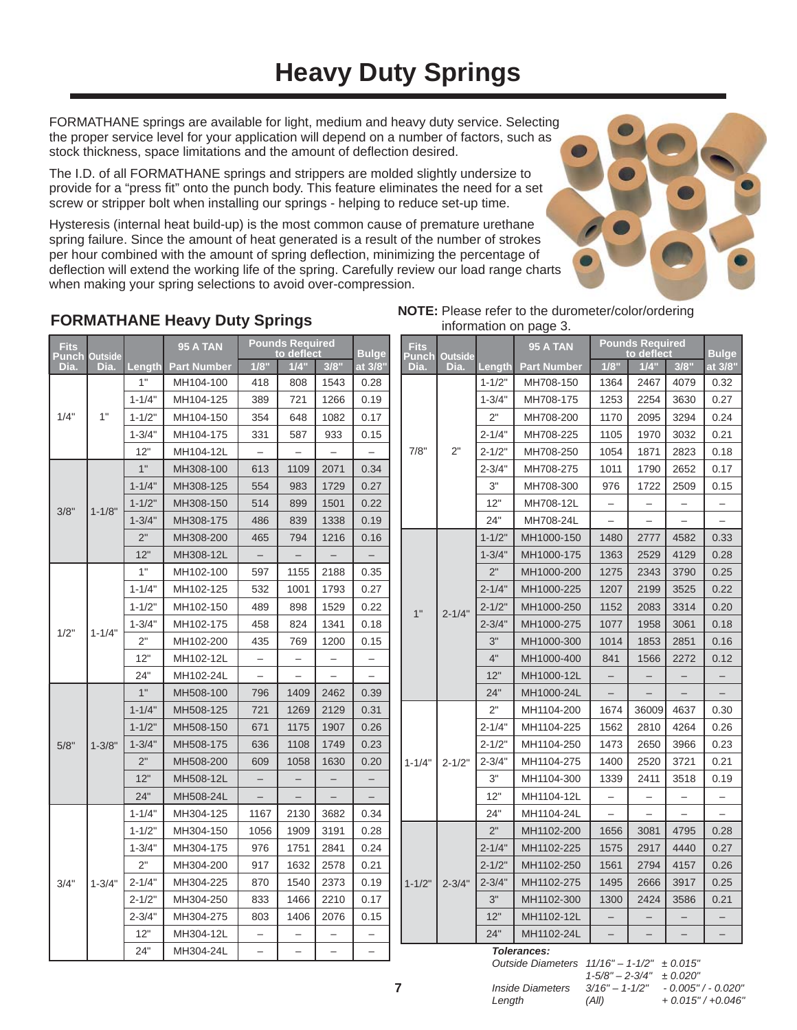# Heavy Duty Springs

FORMATHANE springs are available for light, medium and heavy duty service. Selecting the proper service level for your application will depend on a number of factors, such as stock thickness, space limitations and the amount of deflection desired.

The I.D. of all FORMATHANE springs and strippers are molded slightly undersize to provide for a "press fit" onto the punch body. This feature eliminates the need for a set screw or stripper bolt when installing our springs - helping to reduce set-up time.

Hysteresis (internal heat build-up) is the most common cause of premature urethane spring failure. Since the amount of heat generated is a result of the number of strokes per hour combined with the amount of spring deflection, minimizing the percentage of deflection will extend the working life of the spring. Carefully review our load range charts when making your selections to avoid over-compression.

## FORMATHANE Heavy Duty Springs

**NOTE:** Please refer to the durometer/color/ordering information on page 3.

| Fits Punch Dia. | Outside Dia. | Length | 95 A TAN Part Number | Pounds Required to deflect 1/8" | 1/4" | 3/8" | Bulge at 3/8" |
|---|---|---|---|---|---|---|---|
| 1/4" | 1" | 1" | MH104-100 | 418 | 808 | 1543 | 0.28 |
| | | 1-1/4" | MH104-125 | 389 | 721 | 1266 | 0.19 |
| | | 1-1/2" | MH104-150 | 354 | 648 | 1082 | 0.17 |
| | | 1-3/4" | MH104-175 | 331 | 587 | 933 | 0.15 |
| | | 12" | MH104-12L | – | – | – | – |
| 3/8" | 1-1/8" | 1" | MH308-100 | 613 | 1109 | 2071 | 0.34 |
| | | 1-1/4" | MH308-125 | 554 | 983 | 1729 | 0.27 |
| | | 1-1/2" | MH308-150 | 514 | 899 | 1501 | 0.22 |
| | | 1-3/4" | MH308-175 | 486 | 839 | 1338 | 0.19 |
| | | 2" | MH308-200 | 465 | 794 | 1216 | 0.16 |
| | | 12" | MH308-12L | – | – | – | – |
| 1/2" | 1-1/4" | 1" | MH102-100 | 597 | 1155 | 2188 | 0.35 |
| | | 1-1/4" | MH102-125 | 532 | 1001 | 1793 | 0.27 |
| | | 1-1/2" | MH102-150 | 489 | 898 | 1529 | 0.22 |
| | | 1-3/4" | MH102-175 | 458 | 824 | 1341 | 0.18 |
| | | 2" | MH102-200 | 435 | 769 | 1200 | 0.15 |
| | | 12" | MH102-12L | – | – | – | – |
| | | 24" | MH102-24L | – | – | – | – |
| 5/8" | 1-3/8" | 1" | MH508-100 | 796 | 1409 | 2462 | 0.39 |
| | | 1-1/4" | MH508-125 | 721 | 1269 | 2129 | 0.31 |
| | | 1-1/2" | MH508-150 | 671 | 1175 | 1907 | 0.26 |
| | | 1-3/4" | MH508-175 | 636 | 1108 | 1749 | 0.23 |
| | | 2" | MH508-200 | 609 | 1058 | 1630 | 0.20 |
| | | 12" | MH508-12L | – | – | – | – |
| | | 24" | MH508-24L | – | – | – | – |
| 3/4" | 1-3/4" | 1-1/4" | MH304-125 | 1167 | 2130 | 3682 | 0.34 |
| | | 1-1/2" | MH304-150 | 1056 | 1909 | 3191 | 0.28 |
| | | 1-3/4" | MH304-175 | 976 | 1751 | 2841 | 0.24 |
| | | 2" | MH304-200 | 917 | 1632 | 2578 | 0.21 |
| | | 2-1/4" | MH304-225 | 870 | 1540 | 2373 | 0.19 |
| | | 2-1/2" | MH304-250 | 833 | 1466 | 2210 | 0.17 |
| | | 2-3/4" | MH304-275 | 803 | 1406 | 2076 | 0.15 |
| | | 12" | MH304-12L | – | – | – | – |
| | | 24" | MH304-24L | – | – | – | – |
| 7/8" | 2" | 1-1/2" | MH708-150 | 1364 | 2467 | 4079 | 0.32 |
| | | 1-3/4" | MH708-175 | 1253 | 2254 | 3630 | 0.27 |
| | | 2" | MH708-200 | 1170 | 2095 | 3294 | 0.24 |
| | | 2-1/4" | MH708-225 | 1105 | 1970 | 3032 | 0.21 |
| | | 2-1/2" | MH708-250 | 1054 | 1871 | 2823 | 0.18 |
| | | 2-3/4" | MH708-275 | 1011 | 1790 | 2652 | 0.17 |
| | | 3" | MH708-300 | 976 | 1722 | 2509 | 0.15 |
| | | 12" | MH708-12L | – | – | – | – |
| | | 24" | MH708-24L | – | – | – | – |
| 1" | 2-1/4" | 1-1/2" | MH1000-150 | 1480 | 2777 | 4582 | 0.33 |
| | | 1-3/4" | MH1000-175 | 1363 | 2529 | 4129 | 0.28 |
| | | 2" | MH1000-200 | 1275 | 2343 | 3790 | 0.25 |
| | | 2-1/4" | MH1000-225 | 1207 | 2199 | 3525 | 0.22 |
| | | 2-1/2" | MH1000-250 | 1152 | 2083 | 3314 | 0.20 |
| | | 2-3/4" | MH1000-275 | 1077 | 1958 | 3061 | 0.18 |
| | | 3" | MH1000-300 | 1014 | 1853 | 2851 | 0.16 |
| | | 4" | MH1000-400 | 841 | 1566 | 2272 | 0.12 |
| | | 12" | MH1000-12L | – | – | – | – |
| | | 24" | MH1000-24L | – | – | – | – |
| 1-1/4" | 2-1/2" | 2" | MH1104-200 | 1674 | 36009 | 4637 | 0.30 |
| | | 2-1/4" | MH1104-225 | 1562 | 2810 | 4264 | 0.26 |
| | | 2-1/2" | MH1104-250 | 1473 | 2650 | 3966 | 0.23 |
| | | 2-3/4" | MH1104-275 | 1400 | 2520 | 3721 | 0.21 |
| | | 3" | MH1104-300 | 1339 | 2411 | 3518 | 0.19 |
| | | 12" | MH1104-12L | – | – | – | – |
| | | 24" | MH1104-24L | – | – | – | – |
| 1-1/2" | 2-3/4" | 2" | MH1102-200 | 1656 | 3081 | 4795 | 0.28 |
| | | 2-1/4" | MH1102-225 | 1575 | 2917 | 4440 | 0.27 |
| | | 2-1/2" | MH1102-250 | 1561 | 2794 | 4157 | 0.26 |
| | | 2-3/4" | MH1102-275 | 1495 | 2666 | 3917 | 0.25 |
| | | 3" | MH1102-300 | 1300 | 2424 | 3586 | 0.21 |
| | | 12" | MH1102-12L | – | – | – | – |
| | | 24" | MH1102-24L | – | – | – | – |

***Tolerances:***

| | | |
|---|---|---|
| *Outside Diameters* | *11/16" – 1-1/2"* | *± 0.015"* |
| | *1-5/8" – 2-3/4"* | *± 0.020"* |
| *Inside Diameters* | *3/16" – 1-1/2"* | *- 0.005" / - 0.020"* |
| *Length* | *(All)* | *+ 0.015" / +0.046"* |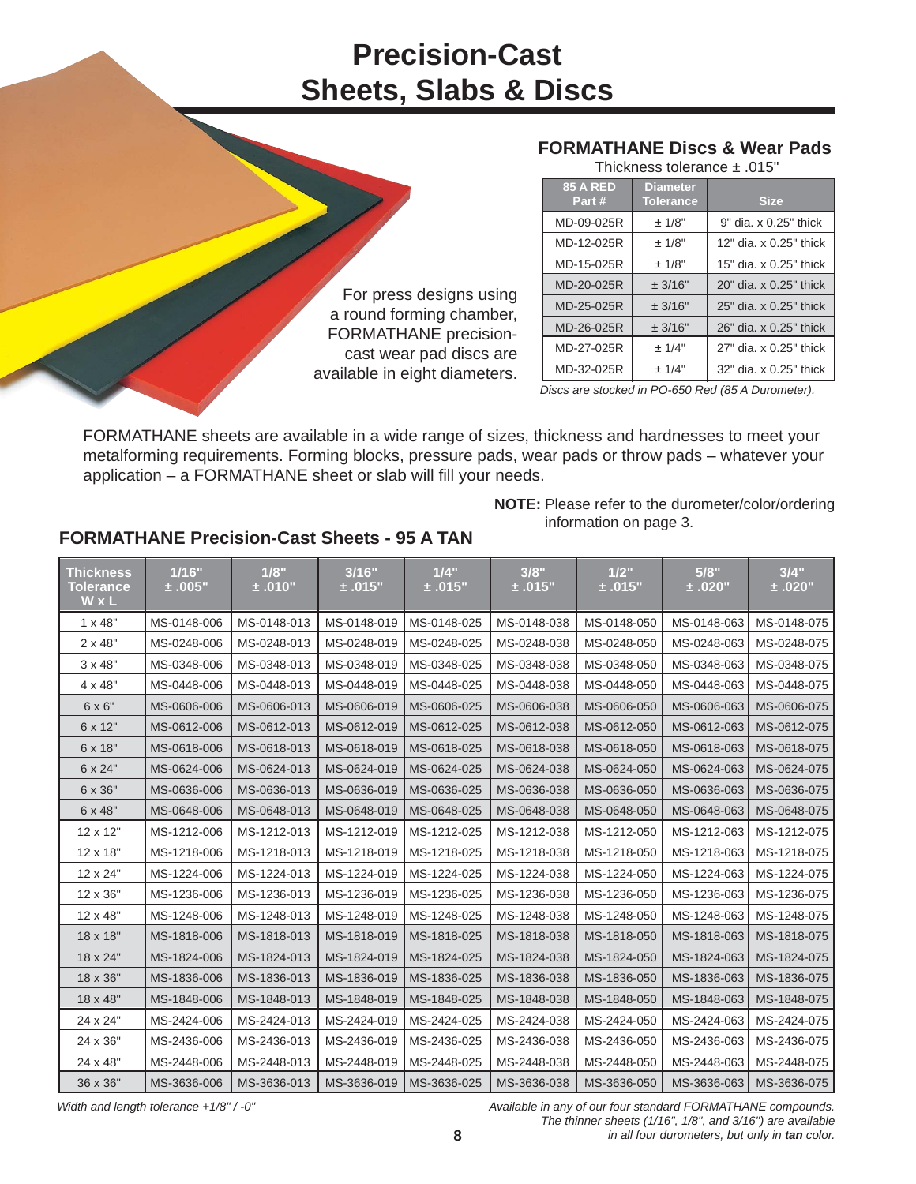# Precision-Cast Sheets, Slabs & Discs

For press designs using a round forming chamber, FORMATHANE precision-cast wear pad discs are available in eight diameters.

## FORMATHANE Discs & Wear Pads

Thickness tolerance ± .015"

| 85 A RED Part # | Diameter Tolerance | Size |
|---|---|---|
| MD-09-025R | ± 1/8" | 9" dia. x 0.25" thick |
| MD-12-025R | ± 1/8" | 12" dia. x 0.25" thick |
| MD-15-025R | ± 1/8" | 15" dia. x 0.25" thick |
| MD-20-025R | ± 3/16" | 20" dia. x 0.25" thick |
| MD-25-025R | ± 3/16" | 25" dia. x 0.25" thick |
| MD-26-025R | ± 3/16" | 26" dia. x 0.25" thick |
| MD-27-025R | ± 1/4" | 27" dia. x 0.25" thick |
| MD-32-025R | ± 1/4" | 32" dia. x 0.25" thick |

*Discs are stocked in PO-650 Red (85 A Durometer).*

FORMATHANE sheets are available in a wide range of sizes, thickness and hardnesses to meet your metalforming requirements. Forming blocks, pressure pads, wear pads or throw pads – whatever your application – a FORMATHANE sheet or slab will fill your needs.

**NOTE:** Please refer to the durometer/color/ordering information on page 3.

## FORMATHANE Precision-Cast Sheets - 95 A TAN

| Thickness Tolerance W x L | 1/16" ± .005" | 1/8" ± .010" | 3/16" ± .015" | 1/4" ± .015" | 3/8" ± .015" | 1/2" ± .015" | 5/8" ± .020" | 3/4" ± .020" |
|---|---|---|---|---|---|---|---|---|
| 1 x 48" | MS-0148-006 | MS-0148-013 | MS-0148-019 | MS-0148-025 | MS-0148-038 | MS-0148-050 | MS-0148-063 | MS-0148-075 |
| 2 x 48" | MS-0248-006 | MS-0248-013 | MS-0248-019 | MS-0248-025 | MS-0248-038 | MS-0248-050 | MS-0248-063 | MS-0248-075 |
| 3 x 48" | MS-0348-006 | MS-0348-013 | MS-0348-019 | MS-0348-025 | MS-0348-038 | MS-0348-050 | MS-0348-063 | MS-0348-075 |
| 4 x 48" | MS-0448-006 | MS-0448-013 | MS-0448-019 | MS-0448-025 | MS-0448-038 | MS-0448-050 | MS-0448-063 | MS-0448-075 |
| 6 x 6" | MS-0606-006 | MS-0606-013 | MS-0606-019 | MS-0606-025 | MS-0606-038 | MS-0606-050 | MS-0606-063 | MS-0606-075 |
| 6 x 12" | MS-0612-006 | MS-0612-013 | MS-0612-019 | MS-0612-025 | MS-0612-038 | MS-0612-050 | MS-0612-063 | MS-0612-075 |
| 6 x 18" | MS-0618-006 | MS-0618-013 | MS-0618-019 | MS-0618-025 | MS-0618-038 | MS-0618-050 | MS-0618-063 | MS-0618-075 |
| 6 x 24" | MS-0624-006 | MS-0624-013 | MS-0624-019 | MS-0624-025 | MS-0624-038 | MS-0624-050 | MS-0624-063 | MS-0624-075 |
| 6 x 36" | MS-0636-006 | MS-0636-013 | MS-0636-019 | MS-0636-025 | MS-0636-038 | MS-0636-050 | MS-0636-063 | MS-0636-075 |
| 6 x 48" | MS-0648-006 | MS-0648-013 | MS-0648-019 | MS-0648-025 | MS-0648-038 | MS-0648-050 | MS-0648-063 | MS-0648-075 |
| 12 x 12" | MS-1212-006 | MS-1212-013 | MS-1212-019 | MS-1212-025 | MS-1212-038 | MS-1212-050 | MS-1212-063 | MS-1212-075 |
| 12 x 18" | MS-1218-006 | MS-1218-013 | MS-1218-019 | MS-1218-025 | MS-1218-038 | MS-1218-050 | MS-1218-063 | MS-1218-075 |
| 12 x 24" | MS-1224-006 | MS-1224-013 | MS-1224-019 | MS-1224-025 | MS-1224-038 | MS-1224-050 | MS-1224-063 | MS-1224-075 |
| 12 x 36" | MS-1236-006 | MS-1236-013 | MS-1236-019 | MS-1236-025 | MS-1236-038 | MS-1236-050 | MS-1236-063 | MS-1236-075 |
| 12 x 48" | MS-1248-006 | MS-1248-013 | MS-1248-019 | MS-1248-025 | MS-1248-038 | MS-1248-050 | MS-1248-063 | MS-1248-075 |
| 18 x 18" | MS-1818-006 | MS-1818-013 | MS-1818-019 | MS-1818-025 | MS-1818-038 | MS-1818-050 | MS-1818-063 | MS-1818-075 |
| 18 x 24" | MS-1824-006 | MS-1824-013 | MS-1824-019 | MS-1824-025 | MS-1824-038 | MS-1824-050 | MS-1824-063 | MS-1824-075 |
| 18 x 36" | MS-1836-006 | MS-1836-013 | MS-1836-019 | MS-1836-025 | MS-1836-038 | MS-1836-050 | MS-1836-063 | MS-1836-075 |
| 18 x 48" | MS-1848-006 | MS-1848-013 | MS-1848-019 | MS-1848-025 | MS-1848-038 | MS-1848-050 | MS-1848-063 | MS-1848-075 |
| 24 x 24" | MS-2424-006 | MS-2424-013 | MS-2424-019 | MS-2424-025 | MS-2424-038 | MS-2424-050 | MS-2424-063 | MS-2424-075 |
| 24 x 36" | MS-2436-006 | MS-2436-013 | MS-2436-019 | MS-2436-025 | MS-2436-038 | MS-2436-050 | MS-2436-063 | MS-2436-075 |
| 24 x 48" | MS-2448-006 | MS-2448-013 | MS-2448-019 | MS-2448-025 | MS-2448-038 | MS-2448-050 | MS-2448-063 | MS-2448-075 |
| 36 x 36" | MS-3636-006 | MS-3636-013 | MS-3636-019 | MS-3636-025 | MS-3636-038 | MS-3636-050 | MS-3636-063 | MS-3636-075 |

*Width and length tolerance +1/8" / -0"*

*Available in any of our four standard FORMATHANE compounds. The thinner sheets (1/16", 1/8", and 3/16") are available in all four durometers, but only in **tan** color.*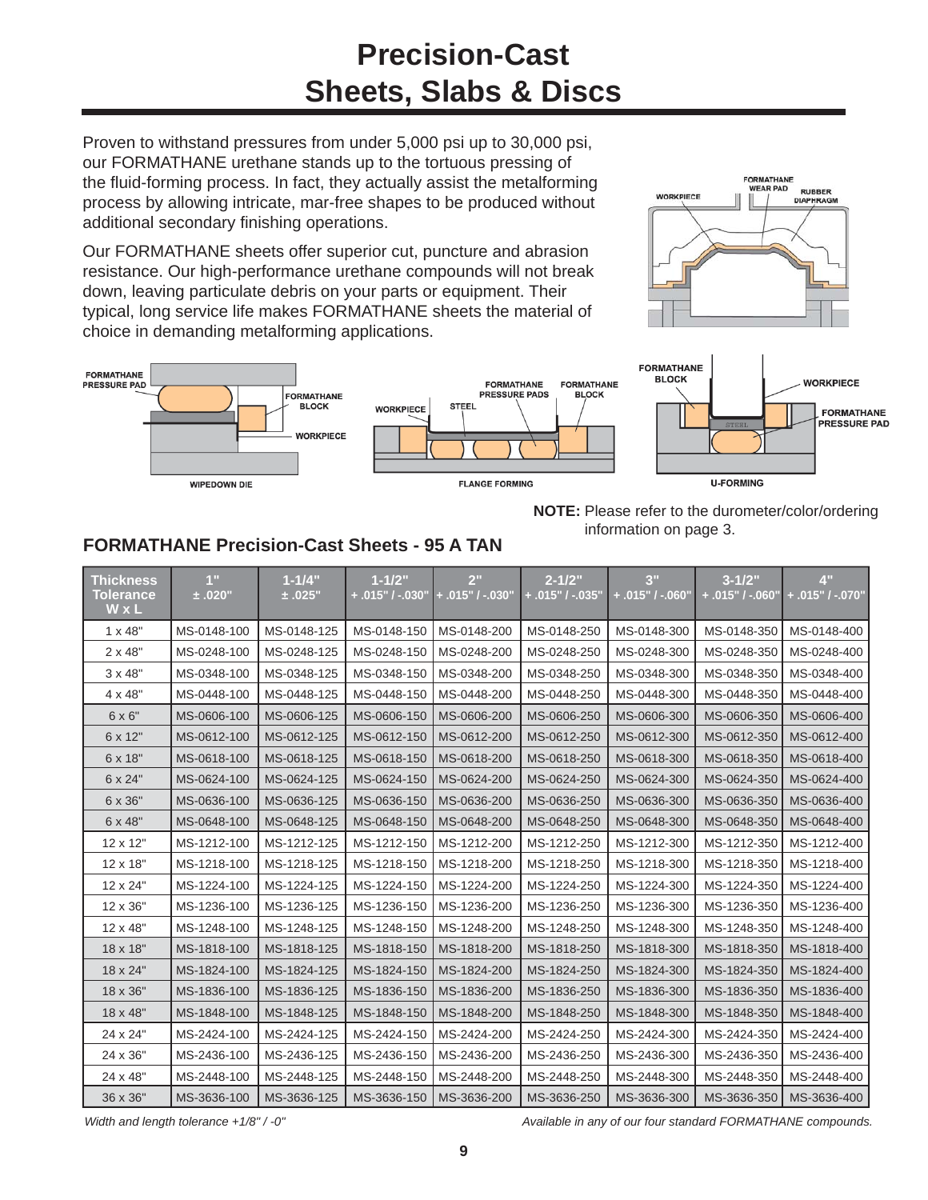# Precision-Cast Sheets, Slabs & Discs

Proven to withstand pressures from under 5,000 psi up to 30,000 psi, our FORMATHANE urethane stands up to the tortuous pressing of the fluid-forming process. In fact, they actually assist the metalforming process by allowing intricate, mar-free shapes to be produced without additional secondary finishing operations.

Our FORMATHANE sheets offer superior cut, puncture and abrasion resistance. Our high-performance urethane compounds will not break down, leaving particulate debris on your parts or equipment. Their typical, long service life makes FORMATHANE sheets the material of choice in demanding metalforming applications.

**NOTE:** Please refer to the durometer/color/ordering information on page 3.

## FORMATHANE Precision-Cast Sheets - 95 A TAN

| Thickness Tolerance W x L | 1" ± .020" | 1-1/4" ± .025" | 1-1/2" + .015" / -.030" | 2" + .015" / -.030" | 2-1/2" + .015" / -.035" | 3" + .015" / -.060" | 3-1/2" + .015" / -.060" | 4" + .015" / -.070" |
|---|---|---|---|---|---|---|---|---|
| 1 x 48" | MS-0148-100 | MS-0148-125 | MS-0148-150 | MS-0148-200 | MS-0148-250 | MS-0148-300 | MS-0148-350 | MS-0148-400 |
| 2 x 48" | MS-0248-100 | MS-0248-125 | MS-0248-150 | MS-0248-200 | MS-0248-250 | MS-0248-300 | MS-0248-350 | MS-0248-400 |
| 3 x 48" | MS-0348-100 | MS-0348-125 | MS-0348-150 | MS-0348-200 | MS-0348-250 | MS-0348-300 | MS-0348-350 | MS-0348-400 |
| 4 x 48" | MS-0448-100 | MS-0448-125 | MS-0448-150 | MS-0448-200 | MS-0448-250 | MS-0448-300 | MS-0448-350 | MS-0448-400 |
| 6 x 6" | MS-0606-100 | MS-0606-125 | MS-0606-150 | MS-0606-200 | MS-0606-250 | MS-0606-300 | MS-0606-350 | MS-0606-400 |
| 6 x 12" | MS-0612-100 | MS-0612-125 | MS-0612-150 | MS-0612-200 | MS-0612-250 | MS-0612-300 | MS-0612-350 | MS-0612-400 |
| 6 x 18" | MS-0618-100 | MS-0618-125 | MS-0618-150 | MS-0618-200 | MS-0618-250 | MS-0618-300 | MS-0618-350 | MS-0618-400 |
| 6 x 24" | MS-0624-100 | MS-0624-125 | MS-0624-150 | MS-0624-200 | MS-0624-250 | MS-0624-300 | MS-0624-350 | MS-0624-400 |
| 6 x 36" | MS-0636-100 | MS-0636-125 | MS-0636-150 | MS-0636-200 | MS-0636-250 | MS-0636-300 | MS-0636-350 | MS-0636-400 |
| 6 x 48" | MS-0648-100 | MS-0648-125 | MS-0648-150 | MS-0648-200 | MS-0648-250 | MS-0648-300 | MS-0648-350 | MS-0648-400 |
| 12 x 12" | MS-1212-100 | MS-1212-125 | MS-1212-150 | MS-1212-200 | MS-1212-250 | MS-1212-300 | MS-1212-350 | MS-1212-400 |
| 12 x 18" | MS-1218-100 | MS-1218-125 | MS-1218-150 | MS-1218-200 | MS-1218-250 | MS-1218-300 | MS-1218-350 | MS-1218-400 |
| 12 x 24" | MS-1224-100 | MS-1224-125 | MS-1224-150 | MS-1224-200 | MS-1224-250 | MS-1224-300 | MS-1224-350 | MS-1224-400 |
| 12 x 36" | MS-1236-100 | MS-1236-125 | MS-1236-150 | MS-1236-200 | MS-1236-250 | MS-1236-300 | MS-1236-350 | MS-1236-400 |
| 12 x 48" | MS-1248-100 | MS-1248-125 | MS-1248-150 | MS-1248-200 | MS-1248-250 | MS-1248-300 | MS-1248-350 | MS-1248-400 |
| 18 x 18" | MS-1818-100 | MS-1818-125 | MS-1818-150 | MS-1818-200 | MS-1818-250 | MS-1818-300 | MS-1818-350 | MS-1818-400 |
| 18 x 24" | MS-1824-100 | MS-1824-125 | MS-1824-150 | MS-1824-200 | MS-1824-250 | MS-1824-300 | MS-1824-350 | MS-1824-400 |
| 18 x 36" | MS-1836-100 | MS-1836-125 | MS-1836-150 | MS-1836-200 | MS-1836-250 | MS-1836-300 | MS-1836-350 | MS-1836-400 |
| 18 x 48" | MS-1848-100 | MS-1848-125 | MS-1848-150 | MS-1848-200 | MS-1848-250 | MS-1848-300 | MS-1848-350 | MS-1848-400 |
| 24 x 24" | MS-2424-100 | MS-2424-125 | MS-2424-150 | MS-2424-200 | MS-2424-250 | MS-2424-300 | MS-2424-350 | MS-2424-400 |
| 24 x 36" | MS-2436-100 | MS-2436-125 | MS-2436-150 | MS-2436-200 | MS-2436-250 | MS-2436-300 | MS-2436-350 | MS-2436-400 |
| 24 x 48" | MS-2448-100 | MS-2448-125 | MS-2448-150 | MS-2448-200 | MS-2448-250 | MS-2448-300 | MS-2448-350 | MS-2448-400 |
| 36 x 36" | MS-3636-100 | MS-3636-125 | MS-3636-150 | MS-3636-200 | MS-3636-250 | MS-3636-300 | MS-3636-350 | MS-3636-400 |

*Width and length tolerance +1/8" / -0"*

*Available in any of our four standard FORMATHANE compounds.*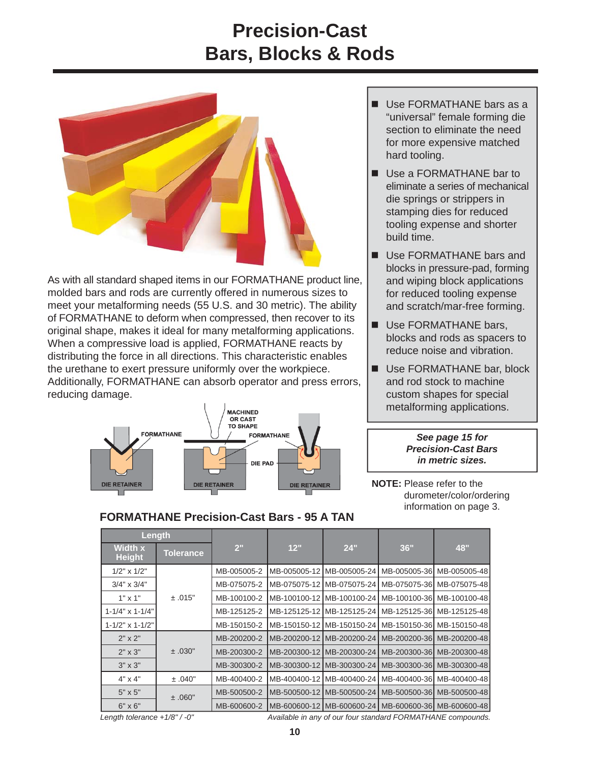# Precision-Cast Bars, Blocks & Rods

As with all standard shaped items in our FORMATHANE product line, molded bars and rods are currently offered in numerous sizes to meet your metalforming needs (55 U.S. and 30 metric). The ability of FORMATHANE to deform when compressed, then recover to its original shape, makes it ideal for many metalforming applications. When a compressive load is applied, FORMATHANE reacts by distributing the force in all directions. This characteristic enables the urethane to exert pressure uniformly over the workpiece. Additionally, FORMATHANE can absorb operator and press errors, reducing damage.

FORMATHANE | DIE RETAINER | MACHINED OR CAST TO SHAPE | DIE PAD | DIE RETAINER | FORMATHANE | DIE RETAINER

- Use FORMATHANE bars as a "universal" female forming die section to eliminate the need for more expensive matched hard tooling.
- Use a FORMATHANE bar to eliminate a series of mechanical die springs or strippers in stamping dies for reduced tooling expense and shorter build time.
- Use FORMATHANE bars and blocks in pressure-pad, forming and wiping block applications for reduced tooling expense and scratch/mar-free forming.
- Use FORMATHANE bars, blocks and rods as spacers to reduce noise and vibration.
- Use FORMATHANE bar, block and rod stock to machine custom shapes for special metalforming applications.

***See page 15 for Precision-Cast Bars in metric sizes.***

**NOTE:** Please refer to the durometer/color/ordering information on page 3.

### FORMATHANE Precision-Cast Bars - 95 A TAN

| Length | | 2" | 12" | 24" | 36" | 48" |
|---|---|---|---|---|---|---|
| **Width x Height** | **Tolerance** | | | | | |
| 1/2" x 1/2" | ± .015" | MB-005005-2 | MB-005005-12 | MB-005005-24 | MB-005005-36 | MB-005005-48 |
| 3/4" x 3/4" | ± .015" | MB-075075-2 | MB-075075-12 | MB-075075-24 | MB-075075-36 | MB-075075-48 |
| 1" x 1" | ± .015" | MB-100100-2 | MB-100100-12 | MB-100100-24 | MB-100100-36 | MB-100100-48 |
| 1-1/4" x 1-1/4" | ± .015" | MB-125125-2 | MB-125125-12 | MB-125125-24 | MB-125125-36 | MB-125125-48 |
| 1-1/2" x 1-1/2" | ± .015" | MB-150150-2 | MB-150150-12 | MB-150150-24 | MB-150150-36 | MB-150150-48 |
| 2" x 2" | ± .030" | MB-200200-2 | MB-200200-12 | MB-200200-24 | MB-200200-36 | MB-200200-48 |
| 2" x 3" | ± .030" | MB-200300-2 | MB-200300-12 | MB-200300-24 | MB-200300-36 | MB-200300-48 |
| 3" x 3" | ± .030" | MB-300300-2 | MB-300300-12 | MB-300300-24 | MB-300300-36 | MB-300300-48 |
| 4" x 4" | ± .040" | MB-400400-2 | MB-400400-12 | MB-400400-24 | MB-400400-36 | MB-400400-48 |
| 5" x 5" | ± .060" | MB-500500-2 | MB-500500-12 | MB-500500-24 | MB-500500-36 | MB-500500-48 |
| 6" x 6" | ± .060" | MB-600600-2 | MB-600600-12 | MB-600600-24 | MB-600600-36 | MB-600600-48 |

*Length tolerance +1/8" / -0"*

*Available in any of our four standard FORMATHANE compounds.*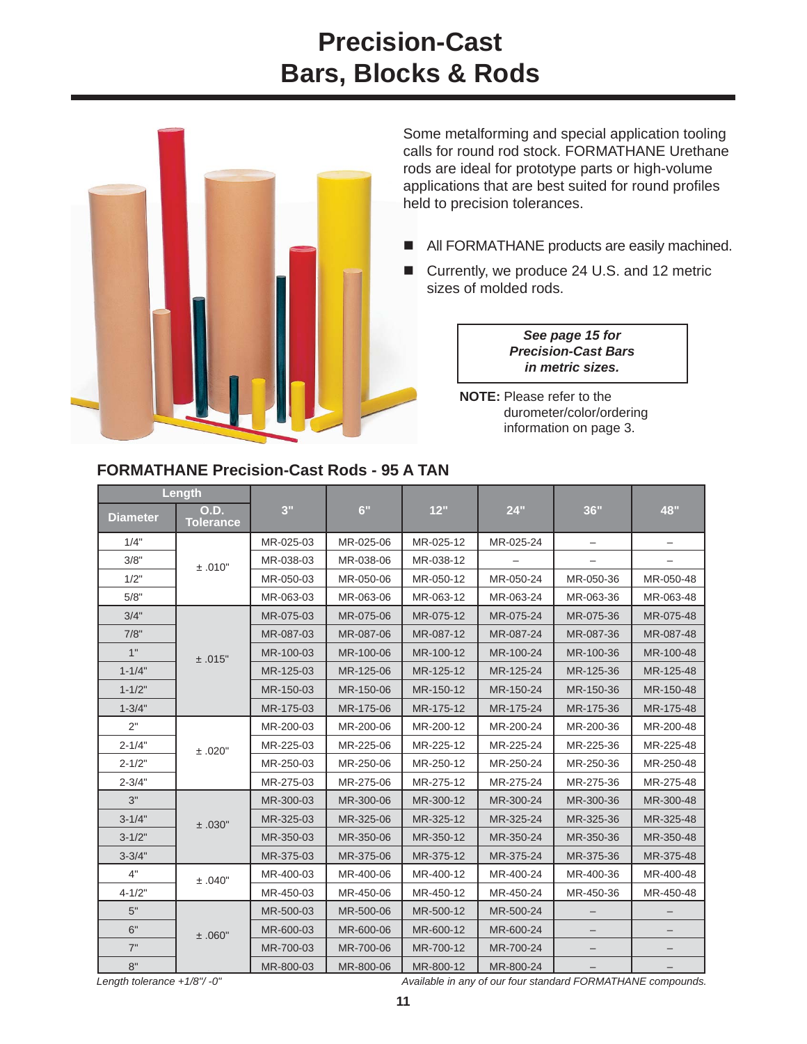# Precision-Cast Bars, Blocks & Rods

Some metalforming and special application tooling calls for round rod stock. FORMATHANE Urethane rods are ideal for prototype parts or high-volume applications that are best suited for round profiles held to precision tolerances.

- All FORMATHANE products are easily machined.
- Currently, we produce 24 U.S. and 12 metric sizes of molded rods.

***See page 15 for Precision-Cast Bars in metric sizes.***

**NOTE:** Please refer to the durometer/color/ordering information on page 3.

## FORMATHANE Precision-Cast Rods - 95 A TAN

| Length | | 3" | 6" | 12" | 24" | 36" | 48" |
|---|---|---|---|---|---|---|---|
| **Diameter** | **O.D. Tolerance** | | | | | | |
| 1/4" | ± .010" | MR-025-03 | MR-025-06 | MR-025-12 | MR-025-24 | – | – |
| 3/8" | ± .010" | MR-038-03 | MR-038-06 | MR-038-12 | – | – | – |
| 1/2" | ± .010" | MR-050-03 | MR-050-06 | MR-050-12 | MR-050-24 | MR-050-36 | MR-050-48 |
| 5/8" | ± .010" | MR-063-03 | MR-063-06 | MR-063-12 | MR-063-24 | MR-063-36 | MR-063-48 |
| 3/4" | ± .015" | MR-075-03 | MR-075-06 | MR-075-12 | MR-075-24 | MR-075-36 | MR-075-48 |
| 7/8" | ± .015" | MR-087-03 | MR-087-06 | MR-087-12 | MR-087-24 | MR-087-36 | MR-087-48 |
| 1" | ± .015" | MR-100-03 | MR-100-06 | MR-100-12 | MR-100-24 | MR-100-36 | MR-100-48 |
| 1-1/4" | ± .015" | MR-125-03 | MR-125-06 | MR-125-12 | MR-125-24 | MR-125-36 | MR-125-48 |
| 1-1/2" | ± .015" | MR-150-03 | MR-150-06 | MR-150-12 | MR-150-24 | MR-150-36 | MR-150-48 |
| 1-3/4" | ± .015" | MR-175-03 | MR-175-06 | MR-175-12 | MR-175-24 | MR-175-36 | MR-175-48 |
| 2" | ± .020" | MR-200-03 | MR-200-06 | MR-200-12 | MR-200-24 | MR-200-36 | MR-200-48 |
| 2-1/4" | ± .020" | MR-225-03 | MR-225-06 | MR-225-12 | MR-225-24 | MR-225-36 | MR-225-48 |
| 2-1/2" | ± .020" | MR-250-03 | MR-250-06 | MR-250-12 | MR-250-24 | MR-250-36 | MR-250-48 |
| 2-3/4" | ± .020" | MR-275-03 | MR-275-06 | MR-275-12 | MR-275-24 | MR-275-36 | MR-275-48 |
| 3" | ± .030" | MR-300-03 | MR-300-06 | MR-300-12 | MR-300-24 | MR-300-36 | MR-300-48 |
| 3-1/4" | ± .030" | MR-325-03 | MR-325-06 | MR-325-12 | MR-325-24 | MR-325-36 | MR-325-48 |
| 3-1/2" | ± .030" | MR-350-03 | MR-350-06 | MR-350-12 | MR-350-24 | MR-350-36 | MR-350-48 |
| 3-3/4" | ± .030" | MR-375-03 | MR-375-06 | MR-375-12 | MR-375-24 | MR-375-36 | MR-375-48 |
| 4" | ± .040" | MR-400-03 | MR-400-06 | MR-400-12 | MR-400-24 | MR-400-36 | MR-400-48 |
| 4-1/2" | ± .040" | MR-450-03 | MR-450-06 | MR-450-12 | MR-450-24 | MR-450-36 | MR-450-48 |
| 5" | ± .060" | MR-500-03 | MR-500-06 | MR-500-12 | MR-500-24 | – | – |
| 6" | ± .060" | MR-600-03 | MR-600-06 | MR-600-12 | MR-600-24 | – | – |
| 7" | ± .060" | MR-700-03 | MR-700-06 | MR-700-12 | MR-700-24 | – | – |
| 8" | ± .060" | MR-800-03 | MR-800-06 | MR-800-12 | MR-800-24 | – | – |

*Length tolerance +1/8"/ -0"*

*Available in any of our four standard FORMATHANE compounds.*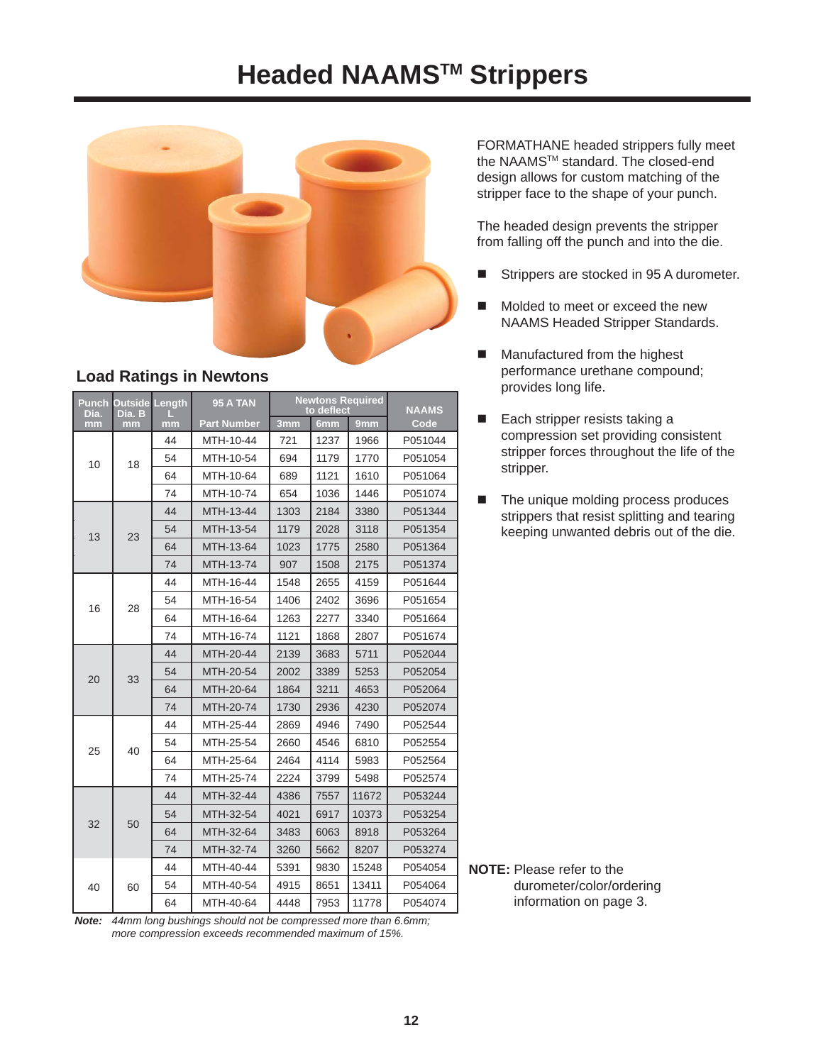# Headed NAAMS™ Strippers

FORMATHANE headed strippers fully meet the NAAMS™ standard. The closed-end design allows for custom matching of the stripper face to the shape of your punch.

The headed design prevents the stripper from falling off the punch and into the die.

- Strippers are stocked in 95 A durometer.
- Molded to meet or exceed the new NAAMS Headed Stripper Standards.
- Manufactured from the highest performance urethane compound; provides long life.
- Each stripper resists taking a compression set providing consistent stripper forces throughout the life of the stripper.
- The unique molding process produces strippers that resist splitting and tearing keeping unwanted debris out of the die.

## Load Ratings in Newtons

| Punch Dia. mm | Outside Dia. B mm | Length L mm | 95 A TAN Part Number | Newtons Required to deflect 3mm | 6mm | 9mm | NAAMS Code |
|---|---|---|---|---|---|---|---|
| 10 | 18 | 44 | MTH-10-44 | 721 | 1237 | 1966 | P051044 |
| | | 54 | MTH-10-54 | 694 | 1179 | 1770 | P051054 |
| | | 64 | MTH-10-64 | 689 | 1121 | 1610 | P051064 |
| | | 74 | MTH-10-74 | 654 | 1036 | 1446 | P051074 |
| 13 | 23 | 44 | MTH-13-44 | 1303 | 2184 | 3380 | P051344 |
| | | 54 | MTH-13-54 | 1179 | 2028 | 3118 | P051354 |
| | | 64 | MTH-13-64 | 1023 | 1775 | 2580 | P051364 |
| | | 74 | MTH-13-74 | 907 | 1508 | 2175 | P051374 |
| 16 | 28 | 44 | MTH-16-44 | 1548 | 2655 | 4159 | P051644 |
| | | 54 | MTH-16-54 | 1406 | 2402 | 3696 | P051654 |
| | | 64 | MTH-16-64 | 1263 | 2277 | 3340 | P051664 |
| | | 74 | MTH-16-74 | 1121 | 1868 | 2807 | P051674 |
| 20 | 33 | 44 | MTH-20-44 | 2139 | 3683 | 5711 | P052044 |
| | | 54 | MTH-20-54 | 2002 | 3389 | 5253 | P052054 |
| | | 64 | MTH-20-64 | 1864 | 3211 | 4653 | P052064 |
| | | 74 | MTH-20-74 | 1730 | 2936 | 4230 | P052074 |
| 25 | 40 | 44 | MTH-25-44 | 2869 | 4946 | 7490 | P052544 |
| | | 54 | MTH-25-54 | 2660 | 4546 | 6810 | P052554 |
| | | 64 | MTH-25-64 | 2464 | 4114 | 5983 | P052564 |
| | | 74 | MTH-25-74 | 2224 | 3799 | 5498 | P052574 |
| 32 | 50 | 44 | MTH-32-44 | 4386 | 7557 | 11672 | P053244 |
| | | 54 | MTH-32-54 | 4021 | 6917 | 10373 | P053254 |
| | | 64 | MTH-32-64 | 3483 | 6063 | 8918 | P053264 |
| | | 74 | MTH-32-74 | 3260 | 5662 | 8207 | P053274 |
| 40 | 60 | 44 | MTH-40-44 | 5391 | 9830 | 15248 | P054054 |
| | | 54 | MTH-40-54 | 4915 | 8651 | 13411 | P054064 |
| | | 64 | MTH-40-64 | 4448 | 7953 | 11778 | P054074 |

***Note:*** *44mm long bushings should not be compressed more than 6.6mm; more compression exceeds recommended maximum of 15%.*

**NOTE:** Please refer to the durometer/color/ordering information on page 3.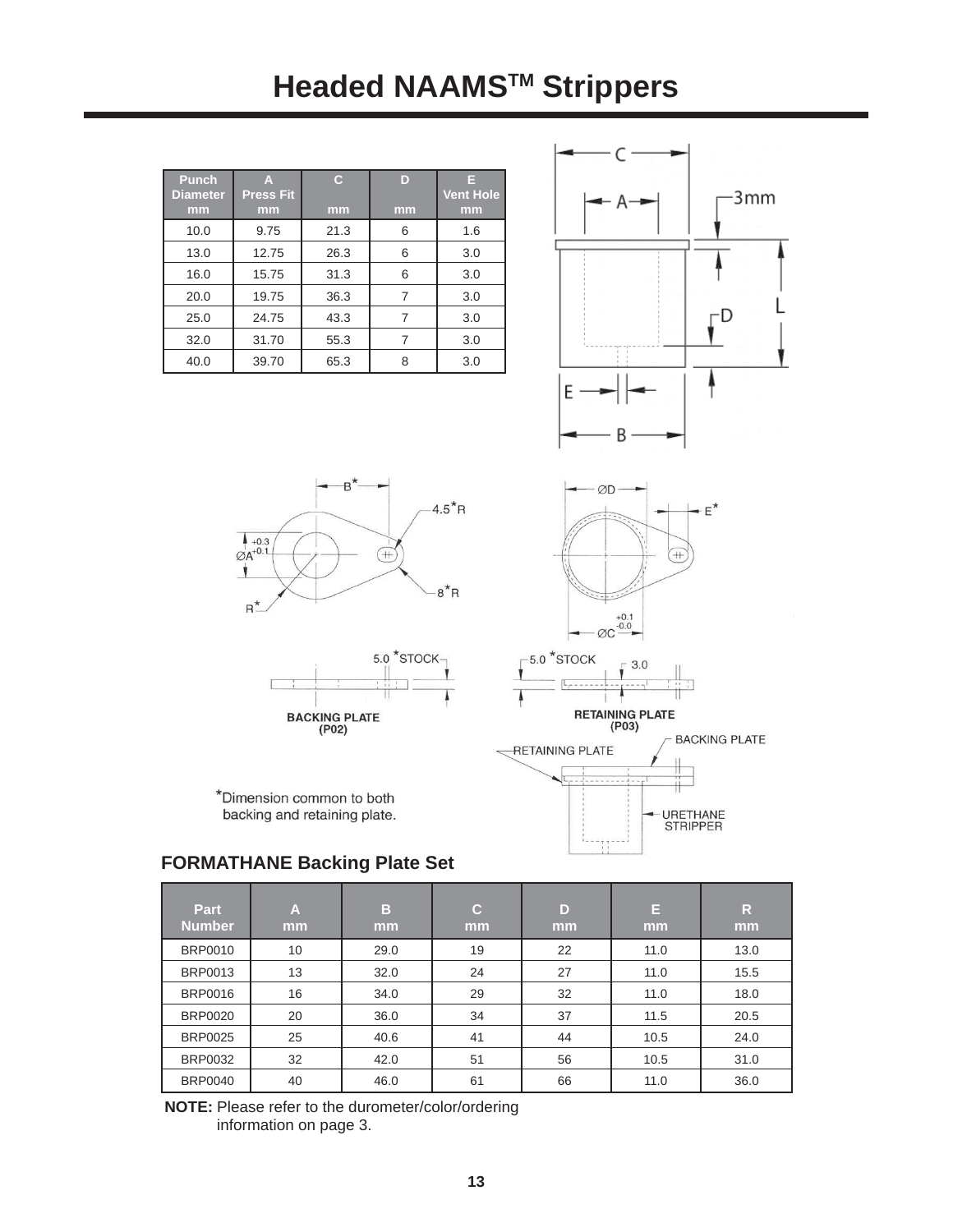# Headed NAAMS$^{TM}$ Strippers

| Punch Diameter mm | A Press Fit mm | C mm | D mm | E Vent Hole mm |
|---|---|---|---|---|
| 10.0 | 9.75 | 21.3 | 6 | 1.6 |
| 13.0 | 12.75 | 26.3 | 6 | 3.0 |
| 16.0 | 15.75 | 31.3 | 6 | 3.0 |
| 20.0 | 19.75 | 36.3 | 7 | 3.0 |
| 25.0 | 24.75 | 43.3 | 7 | 3.0 |
| 32.0 | 31.70 | 55.3 | 7 | 3.0 |
| 40.0 | 39.70 | 65.3 | 8 | 3.0 |

*Dimension common to both backing and retaining plate.

## FORMATHANE Backing Plate Set

| Part Number | A mm | B mm | C mm | D mm | E mm | R mm |
|---|---|---|---|---|---|---|
| BRP0010 | 10 | 29.0 | 19 | 22 | 11.0 | 13.0 |
| BRP0013 | 13 | 32.0 | 24 | 27 | 11.0 | 15.5 |
| BRP0016 | 16 | 34.0 | 29 | 32 | 11.0 | 18.0 |
| BRP0020 | 20 | 36.0 | 34 | 37 | 11.5 | 20.5 |
| BRP0025 | 25 | 40.6 | 41 | 44 | 10.5 | 24.0 |
| BRP0032 | 32 | 42.0 | 51 | 56 | 10.5 | 31.0 |
| BRP0040 | 40 | 46.0 | 61 | 66 | 11.0 | 36.0 |

**NOTE:** Please refer to the durometer/color/ordering information on page 3.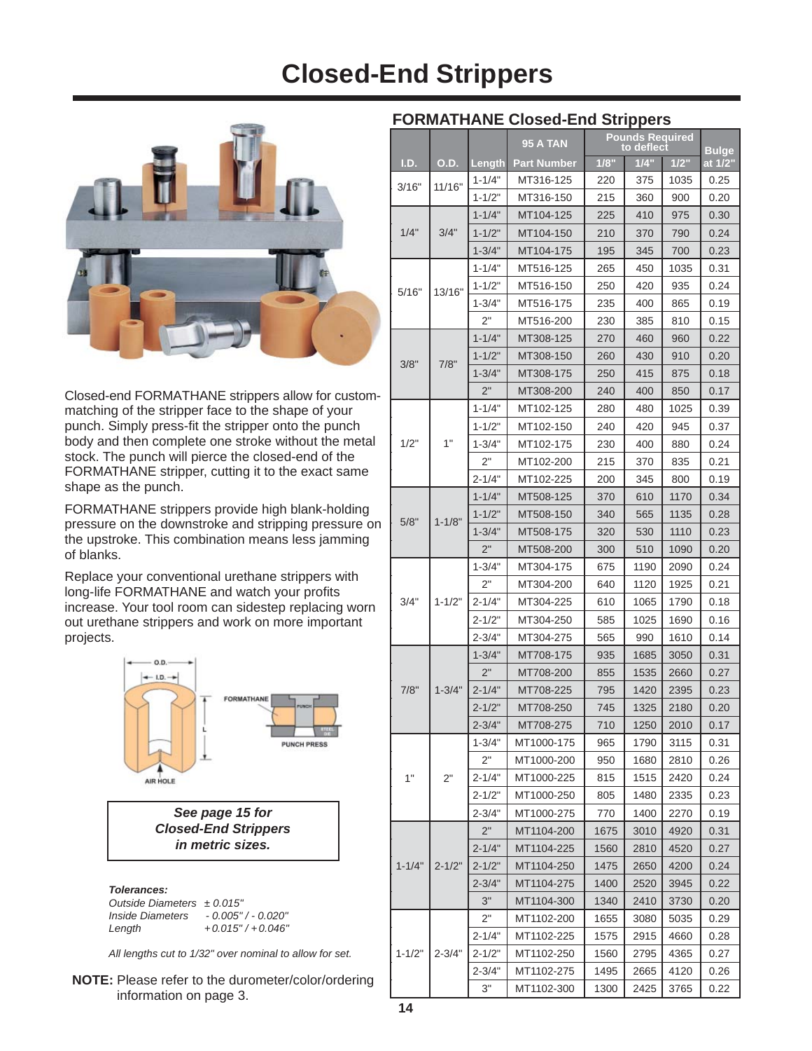# Closed-End Strippers

Closed-end FORMATHANE strippers allow for custom-matching of the stripper face to the shape of your punch. Simply press-fit the stripper onto the punch body and then complete one stroke without the metal stock. The punch will pierce the closed-end of the FORMATHANE stripper, cutting it to the exact same shape as the punch.

FORMATHANE strippers provide high blank-holding pressure on the downstroke and stripping pressure on the upstroke. This combination means less jamming of blanks.

Replace your conventional urethane strippers with long-life FORMATHANE and watch your profits increase. Your tool room can sidestep replacing worn out urethane strippers and work on more important projects.

O.D.
I.D.
FORMATHANE
PUNCH
L
STEEL DIE
PUNCH PRESS
AIR HOLE

***See page 15 for Closed-End Strippers in metric sizes.***

***Tolerances:***
*Outside Diameters ± 0.015"*
*Inside Diameters - 0.005" / - 0.020"*
*Length +0.015" / +0.046"*

*All lengths cut to 1/32" over nominal to allow for set.*

**NOTE:** Please refer to the durometer/color/ordering information on page 3.

## FORMATHANE Closed-End Strippers

| | | | 95 A TAN | Pounds Required to deflect | | | Bulge |
|---|---|---|---|---|---|---|---|
| I.D. | O.D. | Length | Part Number | 1/8" | 1/4" | 1/2" | at 1/2" |
| 3/16" | 11/16" | 1-1/4" | MT316-125 | 220 | 375 | 1035 | 0.25 |
| | | 1-1/2" | MT316-150 | 215 | 360 | 900 | 0.20 |
| 1/4" | 3/4" | 1-1/4" | MT104-125 | 225 | 410 | 975 | 0.30 |
| | | 1-1/2" | MT104-150 | 210 | 370 | 790 | 0.24 |
| | | 1-3/4" | MT104-175 | 195 | 345 | 700 | 0.23 |
| 5/16" | 13/16" | 1-1/4" | MT516-125 | 265 | 450 | 1035 | 0.31 |
| | | 1-1/2" | MT516-150 | 250 | 420 | 935 | 0.24 |
| | | 1-3/4" | MT516-175 | 235 | 400 | 865 | 0.19 |
| | | 2" | MT516-200 | 230 | 385 | 810 | 0.15 |
| 3/8" | 7/8" | 1-1/4" | MT308-125 | 270 | 460 | 960 | 0.22 |
| | | 1-1/2" | MT308-150 | 260 | 430 | 910 | 0.20 |
| | | 1-3/4" | MT308-175 | 250 | 415 | 875 | 0.18 |
| | | 2" | MT308-200 | 240 | 400 | 850 | 0.17 |
| 1/2" | 1" | 1-1/4" | MT102-125 | 280 | 480 | 1025 | 0.39 |
| | | 1-1/2" | MT102-150 | 240 | 420 | 945 | 0.37 |
| | | 1-3/4" | MT102-175 | 230 | 400 | 880 | 0.24 |
| | | 2" | MT102-200 | 215 | 370 | 835 | 0.21 |
| | | 2-1/4" | MT102-225 | 200 | 345 | 800 | 0.19 |
| 5/8" | 1-1/8" | 1-1/4" | MT508-125 | 370 | 610 | 1170 | 0.34 |
| | | 1-1/2" | MT508-150 | 340 | 565 | 1135 | 0.28 |
| | | 1-3/4" | MT508-175 | 320 | 530 | 1110 | 0.23 |
| | | 2" | MT508-200 | 300 | 510 | 1090 | 0.20 |
| 3/4" | 1-1/2" | 1-3/4" | MT304-175 | 675 | 1190 | 2090 | 0.24 |
| | | 2" | MT304-200 | 640 | 1120 | 1925 | 0.21 |
| | | 2-1/4" | MT304-225 | 610 | 1065 | 1790 | 0.18 |
| | | 2-1/2" | MT304-250 | 585 | 1025 | 1690 | 0.16 |
| | | 2-3/4" | MT304-275 | 565 | 990 | 1610 | 0.14 |
| 7/8" | 1-3/4" | 1-3/4" | MT708-175 | 935 | 1685 | 3050 | 0.31 |
| | | 2" | MT708-200 | 855 | 1535 | 2660 | 0.27 |
| | | 2-1/4" | MT708-225 | 795 | 1420 | 2395 | 0.23 |
| | | 2-1/2" | MT708-250 | 745 | 1325 | 2180 | 0.20 |
| | | 2-3/4" | MT708-275 | 710 | 1250 | 2010 | 0.17 |
| 1" | 2" | 1-3/4" | MT1000-175 | 965 | 1790 | 3115 | 0.31 |
| | | 2" | MT1000-200 | 950 | 1680 | 2810 | 0.26 |
| | | 2-1/4" | MT1000-225 | 815 | 1515 | 2420 | 0.24 |
| | | 2-1/2" | MT1000-250 | 805 | 1480 | 2335 | 0.23 |
| | | 2-3/4" | MT1000-275 | 770 | 1400 | 2270 | 0.19 |
| 1-1/4" | 2-1/2" | 2" | MT1104-200 | 1675 | 3010 | 4920 | 0.31 |
| | | 2-1/4" | MT1104-225 | 1560 | 2810 | 4520 | 0.27 |
| | | 2-1/2" | MT1104-250 | 1475 | 2650 | 4200 | 0.24 |
| | | 2-3/4" | MT1104-275 | 1400 | 2520 | 3945 | 0.22 |
| | | 3" | MT1104-300 | 1340 | 2410 | 3730 | 0.20 |
| 1-1/2" | 2-3/4" | 2" | MT1102-200 | 1655 | 3080 | 5035 | 0.29 |
| | | 2-1/4" | MT1102-225 | 1575 | 2915 | 4660 | 0.28 |
| | | 2-1/2" | MT1102-250 | 1560 | 2795 | 4365 | 0.27 |
| | | 2-3/4" | MT1102-275 | 1495 | 2665 | 4120 | 0.26 |
| | | 3" | MT1102-300 | 1300 | 2425 | 3765 | 0.22 |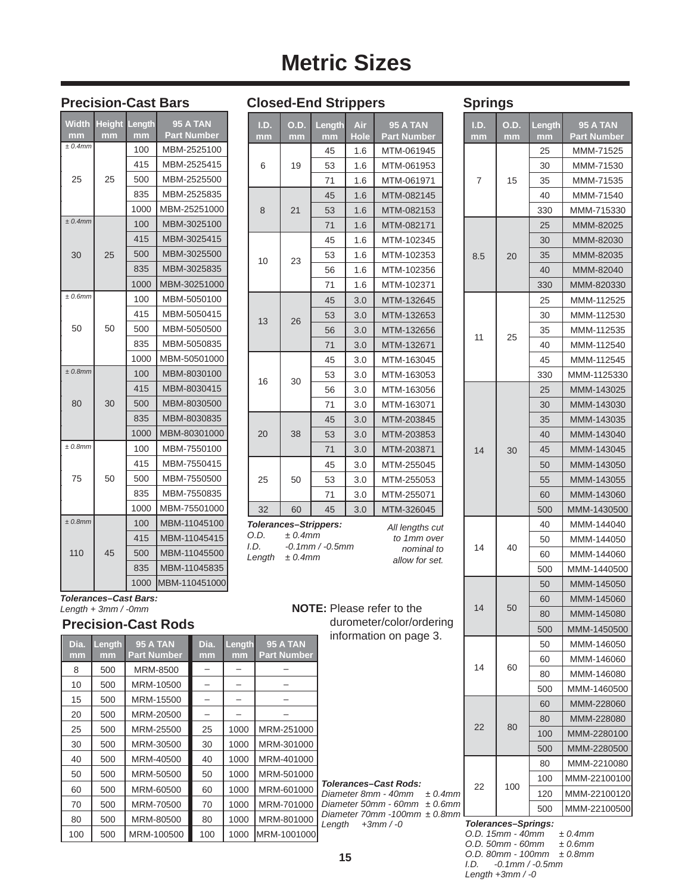# Metric Sizes

## Precision-Cast Bars

| Width mm | Height mm | Length mm | 95 A TAN Part Number |
|---|---|---|---|
| ± 0.4mm | | 100 | MBM-2525100 |
| 25 | 25 | 415 | MBM-2525415 |
| | | 500 | MBM-2525500 |
| | | 835 | MBM-2525835 |
| | | 1000 | MBM-25251000 |
| ± 0.4mm | | 100 | MBM-3025100 |
| 30 | 25 | 415 | MBM-3025415 |
| | | 500 | MBM-3025500 |
| | | 835 | MBM-3025835 |
| | | 1000 | MBM-30251000 |
| ± 0.6mm | | 100 | MBM-5050100 |
| 50 | 50 | 415 | MBM-5050415 |
| | | 500 | MBM-5050500 |
| | | 835 | MBM-5050835 |
| | | 1000 | MBM-50501000 |
| ± 0.8mm | | 100 | MBM-8030100 |
| 80 | 30 | 415 | MBM-8030415 |
| | | 500 | MBM-8030500 |
| | | 835 | MBM-8030835 |
| | | 1000 | MBM-80301000 |
| ± 0.8mm | | 100 | MBM-7550100 |
| 75 | 50 | 415 | MBM-7550415 |
| | | 500 | MBM-7550500 |
| | | 835 | MBM-7550835 |
| | | 1000 | MBM-75501000 |
| ± 0.8mm | | 100 | MBM-11045100 |
| 110 | 45 | 415 | MBM-11045415 |
| | | 500 | MBM-11045500 |
| | | 835 | MBM-11045835 |
| | | 1000 | MBM-110451000 |

*Tolerances–Cast Bars:*
*Length + 3mm / -0mm*

## Precision-Cast Rods

| Dia. mm | Length mm | 95 A TAN Part Number | Dia. mm | Length mm | 95 A TAN Part Number |
|---|---|---|---|---|---|
| 8 | 500 | MRM-8500 | – | – | – |
| 10 | 500 | MRM-10500 | – | – | – |
| 15 | 500 | MRM-15500 | – | – | – |
| 20 | 500 | MRM-20500 | – | – | – |
| 25 | 500 | MRM-25500 | 25 | 1000 | MRM-251000 |
| 30 | 500 | MRM-30500 | 30 | 1000 | MRM-301000 |
| 40 | 500 | MRM-40500 | 40 | 1000 | MRM-401000 |
| 50 | 500 | MRM-50500 | 50 | 1000 | MRM-501000 |
| 60 | 500 | MRM-60500 | 60 | 1000 | MRM-601000 |
| 70 | 500 | MRM-70500 | 70 | 1000 | MRM-701000 |
| 80 | 500 | MRM-80500 | 80 | 1000 | MRM-801000 |
| 100 | 500 | MRM-100500 | 100 | 1000 | MRM-1001000 |

*Tolerances–Cast Rods:*
*Diameter 8mm - 40mm ± 0.4mm*
*Diameter 50mm - 60mm ± 0.6mm*
*Diameter 70mm -100mm ± 0.8mm*
*Length +3mm / -0*

## Closed-End Strippers

| I.D. mm | O.D. mm | Length mm | Air Hole | 95 A TAN Part Number |
|---|---|---|---|---|
| 6 | 19 | 45 | 1.6 | MTM-061945 |
| | | 53 | 1.6 | MTM-061953 |
| | | 71 | 1.6 | MTM-061971 |
| 8 | 21 | 45 | 1.6 | MTM-082145 |
| | | 53 | 1.6 | MTM-082153 |
| | | 71 | 1.6 | MTM-082171 |
| 10 | 23 | 45 | 1.6 | MTM-102345 |
| | | 53 | 1.6 | MTM-102353 |
| | | 56 | 1.6 | MTM-102356 |
| | | 71 | 1.6 | MTM-102371 |
| 13 | 26 | 45 | 3.0 | MTM-132645 |
| | | 53 | 3.0 | MTM-132653 |
| | | 56 | 3.0 | MTM-132656 |
| | | 71 | 3.0 | MTM-132671 |
| 16 | 30 | 45 | 3.0 | MTM-163045 |
| | | 53 | 3.0 | MTM-163053 |
| | | 56 | 3.0 | MTM-163056 |
| | | 71 | 3.0 | MTM-163071 |
| 20 | 38 | 45 | 3.0 | MTM-203845 |
| | | 53 | 3.0 | MTM-203853 |
| | | 71 | 3.0 | MTM-203871 |
| 25 | 50 | 45 | 3.0 | MTM-255045 |
| | | 53 | 3.0 | MTM-255053 |
| | | 71 | 3.0 | MTM-255071 |
| 32 | 60 | 45 | 3.0 | MTM-326045 |

*Tolerances–Strippers:*
*O.D. ± 0.4mm*
*I.D. -0.1mm / -0.5mm*
*Length ± 0.4mm*

*All lengths cut to 1mm over nominal to allow for set.*

**NOTE:** Please refer to the durometer/color/ordering information on page 3.

## Springs

| I.D. mm | O.D. mm | Length mm | 95 A TAN Part Number |
|---|---|---|---|
| 7 | 15 | 25 | MMM-71525 |
| | | 30 | MMM-71530 |
| | | 35 | MMM-71535 |
| | | 40 | MMM-71540 |
| | | 330 | MMM-715330 |
| 8.5 | 20 | 25 | MMM-82025 |
| | | 30 | MMM-82030 |
| | | 35 | MMM-82035 |
| | | 40 | MMM-82040 |
| | | 330 | MMM-820330 |
| 11 | 25 | 25 | MMM-112525 |
| | | 30 | MMM-112530 |
| | | 35 | MMM-112535 |
| | | 40 | MMM-112540 |
| | | 45 | MMM-112545 |
| | | 330 | MMM-1125330 |
| 14 | 30 | 25 | MMM-143025 |
| | | 30 | MMM-143030 |
| | | 35 | MMM-143035 |
| | | 40 | MMM-143040 |
| | | 45 | MMM-143045 |
| | | 50 | MMM-143050 |
| | | 55 | MMM-143055 |
| | | 60 | MMM-143060 |
| | | 500 | MMM-1430500 |
| 14 | 40 | 40 | MMM-144040 |
| | | 50 | MMM-144050 |
| | | 60 | MMM-144060 |
| | | 500 | MMM-1440500 |
| 14 | 50 | 50 | MMM-145050 |
| | | 60 | MMM-145060 |
| | | 80 | MMM-145080 |
| | | 500 | MMM-1450500 |
| 14 | 60 | 50 | MMM-146050 |
| | | 60 | MMM-146060 |
| | | 80 | MMM-146080 |
| | | 500 | MMM-1460500 |
| 22 | 80 | 60 | MMM-228060 |
| | | 80 | MMM-228080 |
| | | 100 | MMM-2280100 |
| | | 500 | MMM-2280500 |
| 22 | 100 | 80 | MMM-2210080 |
| | | 100 | MMM-22100100 |
| | | 120 | MMM-22100120 |
| | | 500 | MMM-22100500 |

*Tolerances–Springs:*
*O.D. 15mm - 40mm ± 0.4mm*
*O.D. 50mm - 60mm ± 0.6mm*
*O.D. 80mm - 100mm ± 0.8mm*
*I.D. -0.1mm / -0.5mm*
*Length +3mm / -0*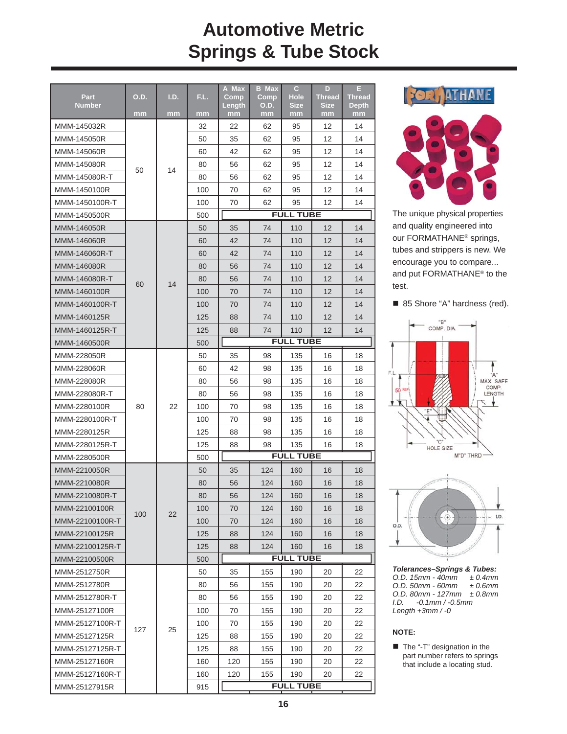# Automotive Metric Springs & Tube Stock

| Part Number | O.D. mm | I.D. mm | F.L. mm | A Max Comp Length mm | B Max Comp O.D. mm | C Hole Size mm | D Thread Size mm | E Thread Depth mm |
|---|---|---|---|---|---|---|---|---|
| MMM-145032R | 50 | 14 | 32 | 22 | 62 | 95 | 12 | 14 |
| MMM-145050R | | | 50 | 35 | 62 | 95 | 12 | 14 |
| MMM-145060R | | | 60 | 42 | 62 | 95 | 12 | 14 |
| MMM-145080R | | | 80 | 56 | 62 | 95 | 12 | 14 |
| MMM-145080R-T | | | 80 | 56 | 62 | 95 | 12 | 14 |
| MMM-1450100R | | | 100 | 70 | 62 | 95 | 12 | 14 |
| MMM-1450100R-T | | | 100 | 70 | 62 | 95 | 12 | 14 |
| MMM-1450500R | | | 500 | FULL TUBE | | | | |
| MMM-146050R | 60 | 14 | 50 | 35 | 74 | 110 | 12 | 14 |
| MMM-146060R | | | 60 | 42 | 74 | 110 | 12 | 14 |
| MMM-146060R-T | | | 60 | 42 | 74 | 110 | 12 | 14 |
| MMM-146080R | | | 80 | 56 | 74 | 110 | 12 | 14 |
| MMM-146080R-T | | | 80 | 56 | 74 | 110 | 12 | 14 |
| MMM-1460100R | | | 100 | 70 | 74 | 110 | 12 | 14 |
| MMM-1460100R-T | | | 100 | 70 | 74 | 110 | 12 | 14 |
| MMM-1460125R | | | 125 | 88 | 74 | 110 | 12 | 14 |
| MMM-1460125R-T | | | 125 | 88 | 74 | 110 | 12 | 14 |
| MMM-1460500R | | | 500 | FULL TUBE | | | | |
| MMM-228050R | 80 | 22 | 50 | 35 | 98 | 135 | 16 | 18 |
| MMM-228060R | | | 60 | 42 | 98 | 135 | 16 | 18 |
| MMM-228080R | | | 80 | 56 | 98 | 135 | 16 | 18 |
| MMM-228080R-T | | | 80 | 56 | 98 | 135 | 16 | 18 |
| MMM-2280100R | | | 100 | 70 | 98 | 135 | 16 | 18 |
| MMM-2280100R-T | | | 100 | 70 | 98 | 135 | 16 | 18 |
| MMM-2280125R | | | 125 | 88 | 98 | 135 | 16 | 18 |
| MMM-2280125R-T | | | 125 | 88 | 98 | 135 | 16 | 18 |
| MMM-2280500R | | | 500 | FULL TUBE | | | | |
| MMM-2210050R | 100 | 22 | 50 | 35 | 124 | 160 | 16 | 18 |
| MMM-2210080R | | | 80 | 56 | 124 | 160 | 16 | 18 |
| MMM-2210080R-T | | | 80 | 56 | 124 | 160 | 16 | 18 |
| MMM-22100100R | | | 100 | 70 | 124 | 160 | 16 | 18 |
| MMM-22100100R-T | | | 100 | 70 | 124 | 160 | 16 | 18 |
| MMM-22100125R | | | 125 | 88 | 124 | 160 | 16 | 18 |
| MMM-22100125R-T | | | 125 | 88 | 124 | 160 | 16 | 18 |
| MMM-22100500R | | | 500 | FULL TUBE | | | | |
| MMM-2512750R | 127 | 25 | 50 | 35 | 155 | 190 | 20 | 22 |
| MMM-2512780R | | | 80 | 56 | 155 | 190 | 20 | 22 |
| MMM-2512780R-T | | | 80 | 56 | 155 | 190 | 20 | 22 |
| MMM-25127100R | | | 100 | 70 | 155 | 190 | 20 | 22 |
| MMM-25127100R-T | | | 100 | 70 | 155 | 190 | 20 | 22 |
| MMM-25127125R | | | 125 | 88 | 155 | 190 | 20 | 22 |
| MMM-25127125R-T | | | 125 | 88 | 155 | 190 | 20 | 22 |
| MMM-25127160R | | | 160 | 120 | 155 | 190 | 20 | 22 |
| MMM-25127160R-T | | | 160 | 120 | 155 | 190 | 20 | 22 |
| MMM-25127915R | | | 915 | FULL TUBE | | | | |

FORMATHANE

The unique physical properties and quality engineered into our FORMATHANE® springs, tubes and strippers is new. We encourage you to compare... and put FORMATHANE® to the test.

- 85 Shore "A" hardness (red).

"B" COMP. DIA. — F.L. — 50 REF — "A" MAX. SAFE COMP. LENGTH — "E" — "C" HOLE SIZE — M"D" THRD — O.D. — I.D.

***Tolerances–Springs & Tubes:***
*O.D. 15mm - 40mm ± 0.4mm*
*O.D. 50mm - 60mm ± 0.6mm*
*O.D. 80mm - 127mm ± 0.8mm*
*I.D. -0.1mm / -0.5mm*
*Length +3mm / -0*

**NOTE:**

- The "-T" designation in the part number refers to springs that include a locating stud.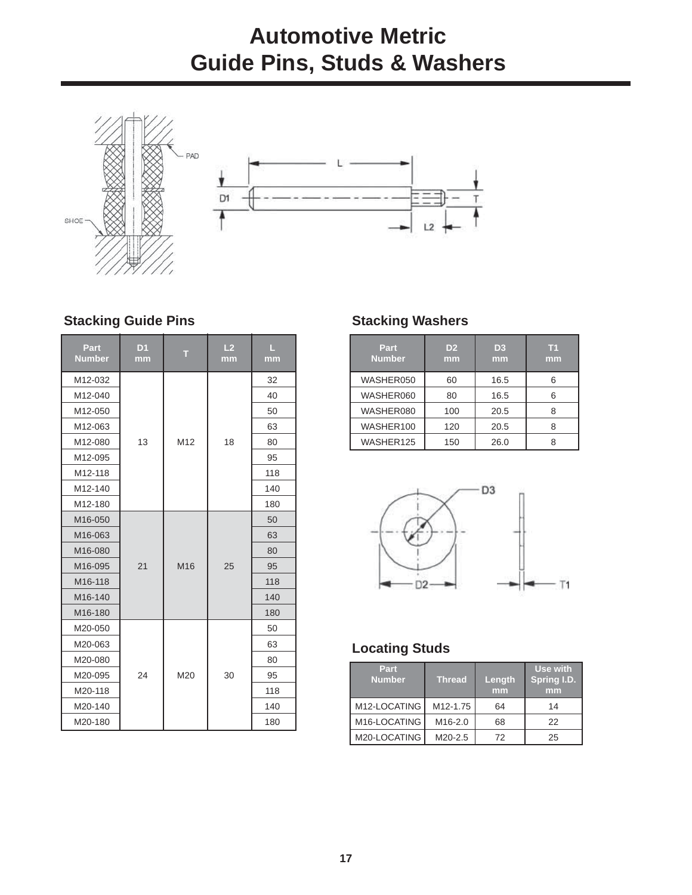# Automotive Metric Guide Pins, Studs & Washers

## Stacking Guide Pins

| Part Number | D1 mm | T | L2 mm | L mm |
|---|---|---|---|---|
| M12-032 | 13 | M12 | 18 | 32 |
| M12-040 | | | | 40 |
| M12-050 | | | | 50 |
| M12-063 | | | | 63 |
| M12-080 | | | | 80 |
| M12-095 | | | | 95 |
| M12-118 | | | | 118 |
| M12-140 | | | | 140 |
| M12-180 | | | | 180 |
| M16-050 | 21 | M16 | 25 | 50 |
| M16-063 | | | | 63 |
| M16-080 | | | | 80 |
| M16-095 | | | | 95 |
| M16-118 | | | | 118 |
| M16-140 | | | | 140 |
| M16-180 | | | | 180 |
| M20-050 | 24 | M20 | 30 | 50 |
| M20-063 | | | | 63 |
| M20-080 | | | | 80 |
| M20-095 | | | | 95 |
| M20-118 | | | | 118 |
| M20-140 | | | | 140 |
| M20-180 | | | | 180 |

## Stacking Washers

| Part Number | D2 mm | D3 mm | T1 mm |
|---|---|---|---|
| WASHER050 | 60 | 16.5 | 6 |
| WASHER060 | 80 | 16.5 | 6 |
| WASHER080 | 100 | 20.5 | 8 |
| WASHER100 | 120 | 20.5 | 8 |
| WASHER125 | 150 | 26.0 | 8 |

## Locating Studs

| Part Number | Thread | Length mm | Use with Spring I.D. mm |
|---|---|---|---|
| M12-LOCATING | M12-1.75 | 64 | 14 |
| M16-LOCATING | M16-2.0 | 68 | 22 |
| M20-LOCATING | M20-2.5 | 72 | 25 |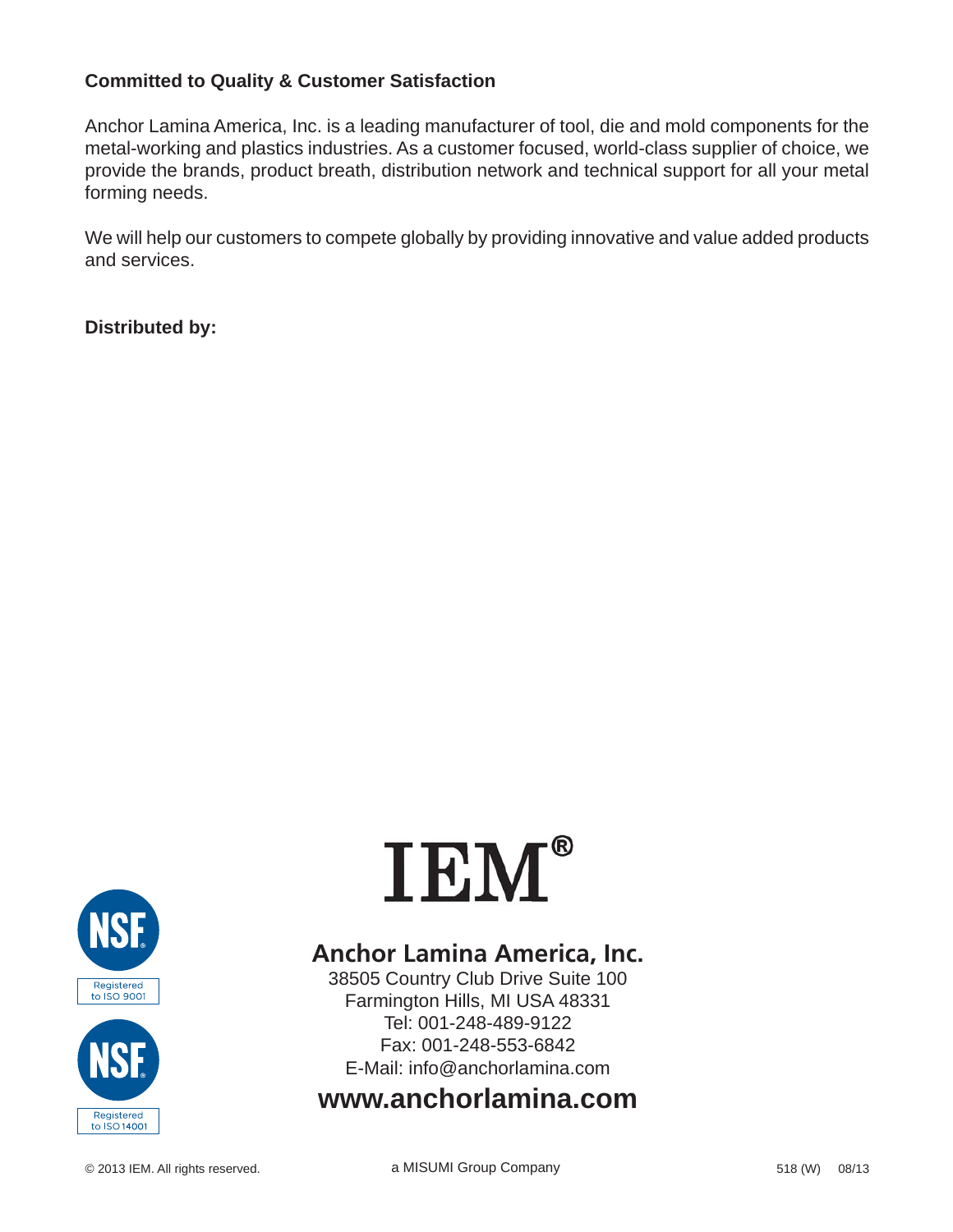**Committed to Quality & Customer Satisfaction**

Anchor Lamina America, Inc. is a leading manufacturer of tool, die and mold components for the metal-working and plastics industries. As a customer focused, world-class supplier of choice, we provide the brands, product breath, distribution network and technical support for all your metal forming needs.

We will help our customers to compete globally by providing innovative and value added products and services.

**Distributed by:**

NSF

Registered to ISO 9001

NSF

Registered to ISO 14001

IEM®

**Anchor Lamina America, Inc.**

38505 Country Club Drive Suite 100
Farmington Hills, MI USA 48331
Tel: 001-248-489-9122
Fax: 001-248-553-6842
E-Mail: info@anchorlamina.com

**www.anchorlamina.com**

© 2013 IEM. All rights reserved.

a MISUMI Group Company

518 (W) 08/13